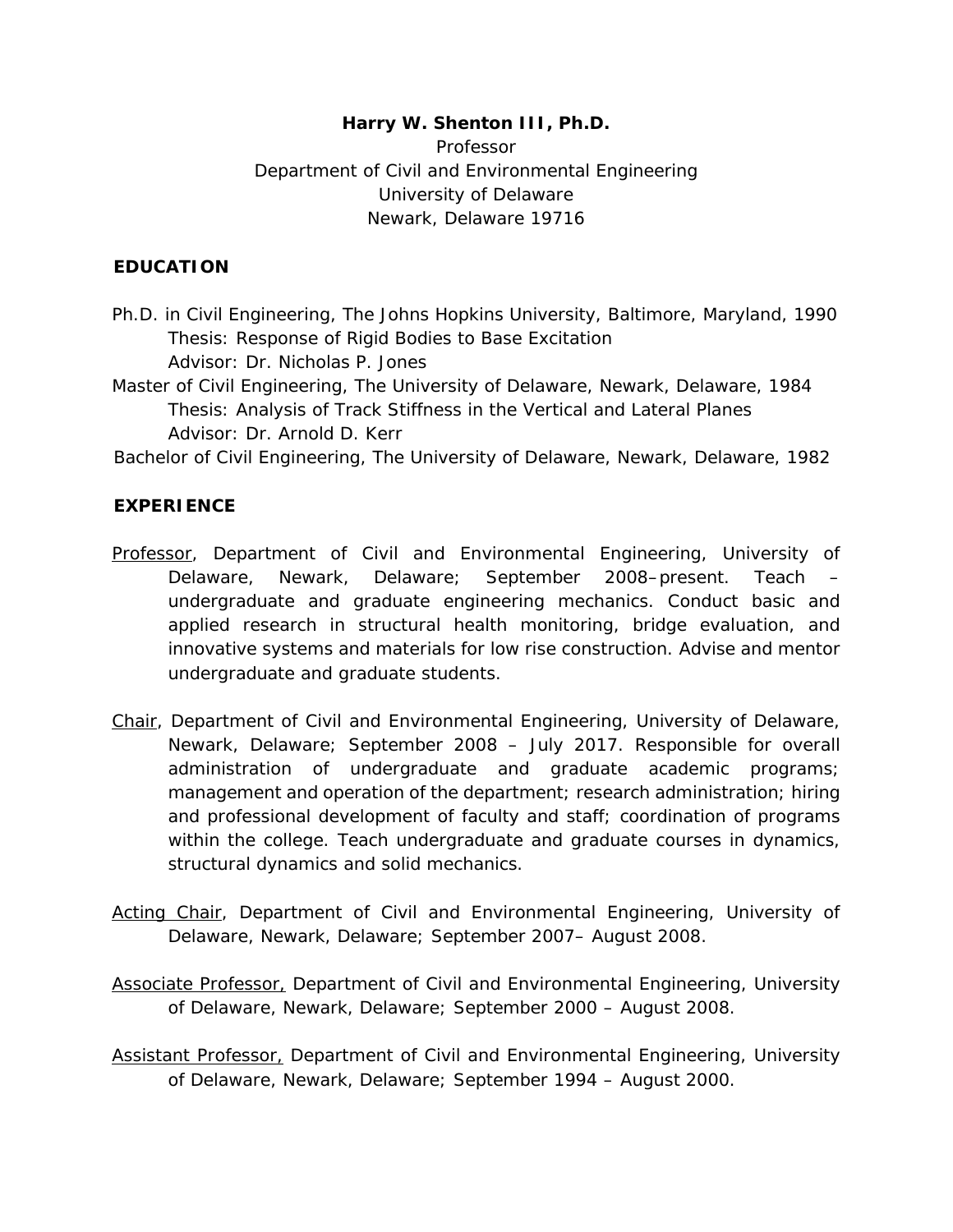**Harry W. Shenton III, Ph.D.**

Professor

Department of Civil and Environmental Engineering

University of Delaware

Newark, Delaware 19716

## EDUCATION

Ph.D. in Civil Engineering, The Johns Hopkins University, Baltimore, Maryland, 1990

Thesis: Response of Rigid Bodies to Base Excitation

Advisor: Dr. Nicholas P. Jones

Master of Civil Engineering, The University of Delaware, Newark, Delaware, 1984

Thesis: Analysis of Track Stiffness in the Vertical and Lateral Planes

Advisor: Dr. Arnold D. Kerr

Bachelor of Civil Engineering, The University of Delaware, Newark, Delaware, 1982

## EXPERIENCE

Professor, Department of Civil and Environmental Engineering, University of Delaware, Newark, Delaware; September 2008–present. Teach – undergraduate and graduate engineering mechanics. Conduct basic and applied research in structural health monitoring, bridge evaluation, and innovative systems and materials for low rise construction. Advise and mentor undergraduate and graduate students.

Chair, Department of Civil and Environmental Engineering, University of Delaware, Newark, Delaware; September 2008 – July 2017. Responsible for overall administration of undergraduate and graduate academic programs; management and operation of the department; research administration; hiring and professional development of faculty and staff; coordination of programs within the college. Teach undergraduate and graduate courses in dynamics, structural dynamics and solid mechanics.

Acting Chair, Department of Civil and Environmental Engineering, University of Delaware, Newark, Delaware; September 2007– August 2008.

Associate Professor, Department of Civil and Environmental Engineering, University of Delaware, Newark, Delaware; September 2000 – August 2008.

Assistant Professor, Department of Civil and Environmental Engineering, University of Delaware, Newark, Delaware; September 1994 – August 2000.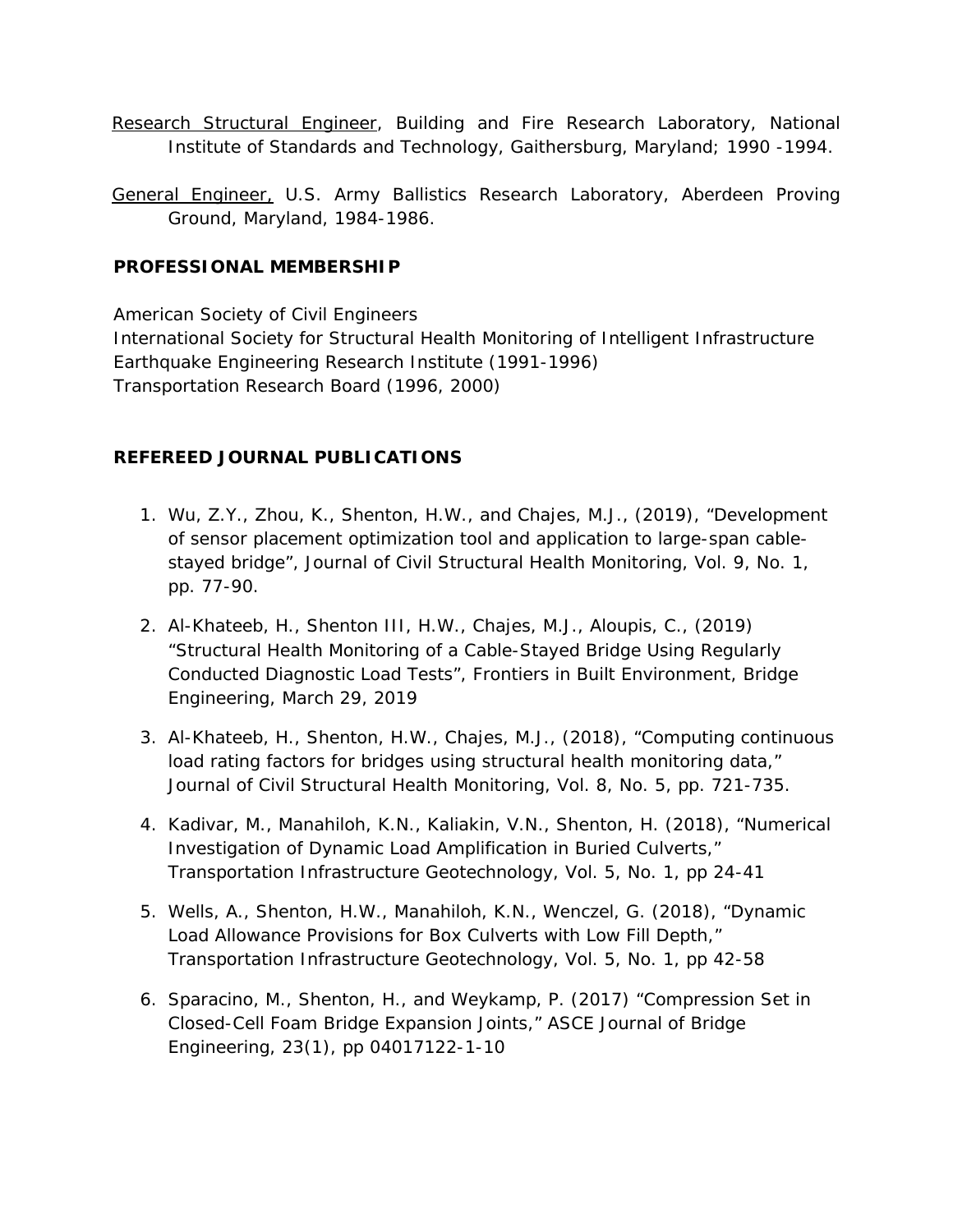<u>Research Structural Engineer</u>, Building and Fire Research Laboratory, National Institute of Standards and Technology, Gaithersburg, Maryland; 1990 -1994.

<u>General Engineer,</u> U.S. Army Ballistics Research Laboratory, Aberdeen Proving Ground, Maryland, 1984-1986.

**PROFESSIONAL MEMBERSHIP**

American Society of Civil Engineers
International Society for Structural Health Monitoring of Intelligent Infrastructure
Earthquake Engineering Research Institute (1991-1996)
Transportation Research Board (1996, 2000)

**REFEREED JOURNAL PUBLICATIONS**

1. Wu, Z.Y., Zhou, K., Shenton, H.W., and Chajes, M.J., (2019), "Development of sensor placement optimization tool and application to large-span cable-stayed bridge", Journal of Civil Structural Health Monitoring, Vol. 9, No. 1, pp. 77-90.
2. Al-Khateeb, H., Shenton III, H.W., Chajes, M.J., Aloupis, C., (2019) "Structural Health Monitoring of a Cable-Stayed Bridge Using Regularly Conducted Diagnostic Load Tests", Frontiers in Built Environment, Bridge Engineering, March 29, 2019
3. Al-Khateeb, H., Shenton, H.W., Chajes, M.J., (2018), "Computing continuous load rating factors for bridges using structural health monitoring data," Journal of Civil Structural Health Monitoring, Vol. 8, No. 5, pp. 721-735.
4. Kadivar, M., Manahiloh, K.N., Kaliakin, V.N., Shenton, H. (2018), "Numerical Investigation of Dynamic Load Amplification in Buried Culverts," Transportation Infrastructure Geotechnology, Vol. 5, No. 1, pp 24-41
5. Wells, A., Shenton, H.W., Manahiloh, K.N., Wenczel, G. (2018), "Dynamic Load Allowance Provisions for Box Culverts with Low Fill Depth," Transportation Infrastructure Geotechnology, Vol. 5, No. 1, pp 42-58
6. Sparacino, M., Shenton, H., and Weykamp, P. (2017) "Compression Set in Closed-Cell Foam Bridge Expansion Joints," ASCE Journal of Bridge Engineering, 23(1), pp 04017122-1-10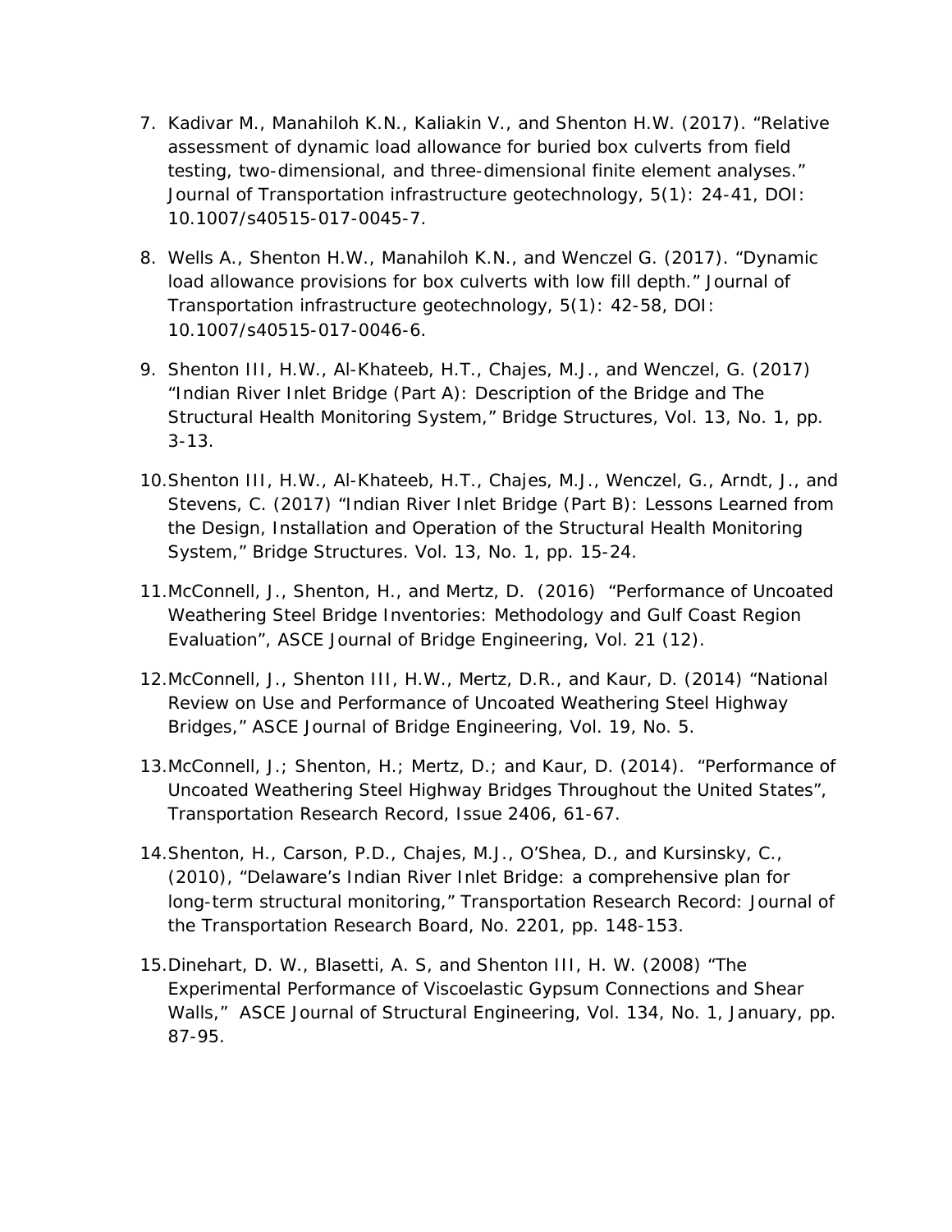7. Kadivar M., Manahiloh K.N., Kaliakin V., and Shenton H.W. (2017). "Relative assessment of dynamic load allowance for buried box culverts from field testing, two-dimensional, and three-dimensional finite element analyses." Journal of Transportation infrastructure geotechnology, 5(1): 24-41, DOI: 10.1007/s40515-017-0045-7.

8. Wells A., Shenton H.W., Manahiloh K.N., and Wenczel G. (2017). "Dynamic load allowance provisions for box culverts with low fill depth." Journal of Transportation infrastructure geotechnology, 5(1): 42-58, DOI: 10.1007/s40515-017-0046-6.

9. Shenton III, H.W., Al-Khateeb, H.T., Chajes, M.J., and Wenczel, G. (2017) "Indian River Inlet Bridge (Part A): Description of the Bridge and The Structural Health Monitoring System," Bridge Structures, Vol. 13, No. 1, pp. 3-13.

10. Shenton III, H.W., Al-Khateeb, H.T., Chajes, M.J., Wenczel, G., Arndt, J., and Stevens, C. (2017) "Indian River Inlet Bridge (Part B): Lessons Learned from the Design, Installation and Operation of the Structural Health Monitoring System," Bridge Structures. Vol. 13, No. 1, pp. 15-24.

11. McConnell, J., Shenton, H., and Mertz, D. (2016) "Performance of Uncoated Weathering Steel Bridge Inventories: Methodology and Gulf Coast Region Evaluation", ASCE Journal of Bridge Engineering, Vol. 21 (12).

12. McConnell, J., Shenton III, H.W., Mertz, D.R., and Kaur, D. (2014) "National Review on Use and Performance of Uncoated Weathering Steel Highway Bridges," ASCE Journal of Bridge Engineering, Vol. 19, No. 5.

13. McConnell, J.; Shenton, H.; Mertz, D.; and Kaur, D. (2014). "Performance of Uncoated Weathering Steel Highway Bridges Throughout the United States", Transportation Research Record, Issue 2406, 61-67.

14. Shenton, H., Carson, P.D., Chajes, M.J., O'Shea, D., and Kursinsky, C., (2010), "Delaware's Indian River Inlet Bridge: a comprehensive plan for long-term structural monitoring," Transportation Research Record: Journal of the Transportation Research Board, No. 2201, pp. 148-153.

15. Dinehart, D. W., Blasetti, A. S, and Shenton III, H. W. (2008) "The Experimental Performance of Viscoelastic Gypsum Connections and Shear Walls," ASCE Journal of Structural Engineering, Vol. 134, No. 1, January, pp. 87-95.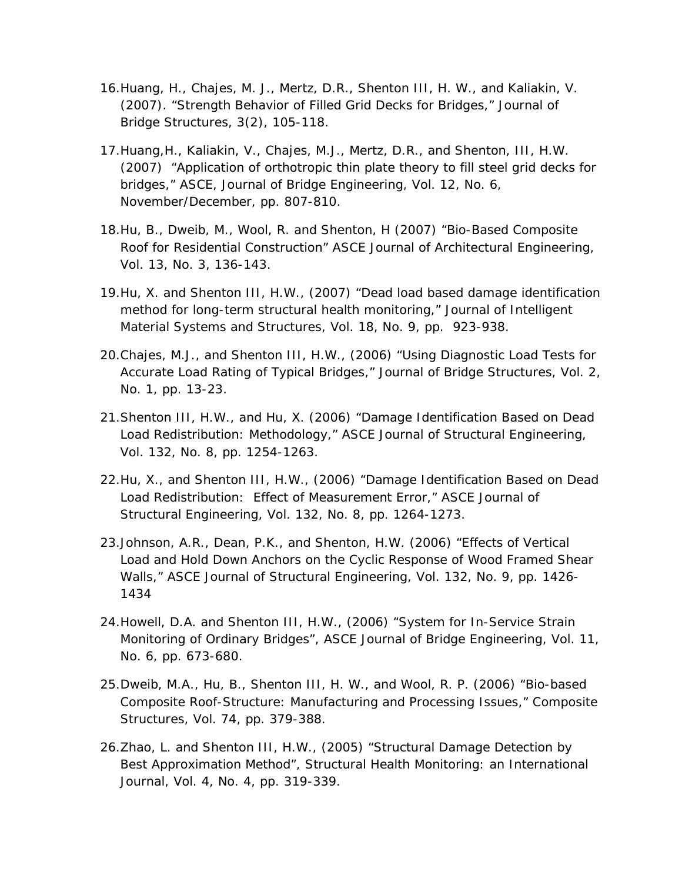16. Huang, H., Chajes, M. J., Mertz, D.R., Shenton III, H. W., and Kaliakin, V. (2007). “Strength Behavior of Filled Grid Decks for Bridges,” Journal of Bridge Structures, 3(2), 105-118.

17. Huang,H., Kaliakin, V., Chajes, M.J., Mertz, D.R., and Shenton, III, H.W. (2007) “Application of orthotropic thin plate theory to fill steel grid decks for bridges,” ASCE, Journal of Bridge Engineering, Vol. 12, No. 6, November/December, pp. 807-810.

18. Hu, B., Dweib, M., Wool, R. and Shenton, H (2007) “Bio-Based Composite Roof for Residential Construction” ASCE Journal of Architectural Engineering, Vol. 13, No. 3, 136-143.

19. Hu, X. and Shenton III, H.W., (2007) “Dead load based damage identification method for long-term structural health monitoring,” Journal of Intelligent Material Systems and Structures, Vol. 18, No. 9, pp. 923-938.

20. Chajes, M.J., and Shenton III, H.W., (2006) “Using Diagnostic Load Tests for Accurate Load Rating of Typical Bridges,” Journal of Bridge Structures, Vol. 2, No. 1, pp. 13-23.

21. Shenton III, H.W., and Hu, X. (2006) “Damage Identification Based on Dead Load Redistribution: Methodology,” ASCE Journal of Structural Engineering, Vol. 132, No. 8, pp. 1254-1263.

22. Hu, X., and Shenton III, H.W., (2006) “Damage Identification Based on Dead Load Redistribution: Effect of Measurement Error,” ASCE Journal of Structural Engineering, Vol. 132, No. 8, pp. 1264-1273.

23. Johnson, A.R., Dean, P.K., and Shenton, H.W. (2006) “Effects of Vertical Load and Hold Down Anchors on the Cyclic Response of Wood Framed Shear Walls,” ASCE Journal of Structural Engineering, Vol. 132, No. 9, pp. 1426-1434

24. Howell, D.A. and Shenton III, H.W., (2006) “System for In-Service Strain Monitoring of Ordinary Bridges”, ASCE Journal of Bridge Engineering, Vol. 11, No. 6, pp. 673-680.

25. Dweib, M.A., Hu, B., Shenton III, H. W., and Wool, R. P. (2006) “Bio-based Composite Roof-Structure: Manufacturing and Processing Issues,” Composite Structures, Vol. 74, pp. 379-388.

26. Zhao, L. and Shenton III, H.W., (2005) “Structural Damage Detection by Best Approximation Method”, Structural Health Monitoring: an International Journal, Vol. 4, No. 4, pp. 319-339.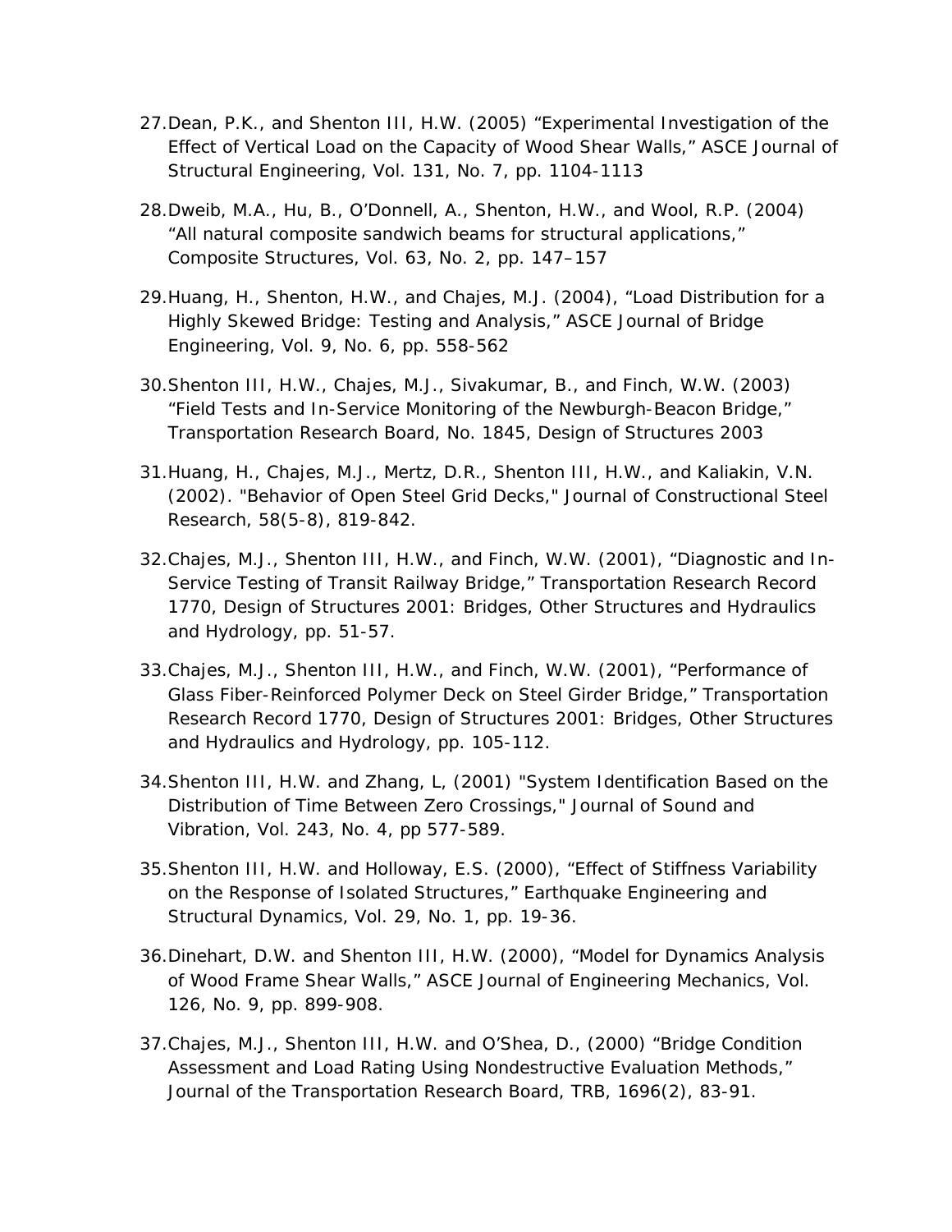27. Dean, P.K., and Shenton III, H.W. (2005) “Experimental Investigation of the Effect of Vertical Load on the Capacity of Wood Shear Walls,” ASCE Journal of Structural Engineering, Vol. 131, No. 7, pp. 1104-1113

28. Dweib, M.A., Hu, B., O’Donnell, A., Shenton, H.W., and Wool, R.P. (2004) “All natural composite sandwich beams for structural applications,” Composite Structures, Vol. 63, No. 2, pp. 147–157

29. Huang, H., Shenton, H.W., and Chajes, M.J. (2004), “Load Distribution for a Highly Skewed Bridge: Testing and Analysis,” ASCE Journal of Bridge Engineering, Vol. 9, No. 6, pp. 558-562

30. Shenton III, H.W., Chajes, M.J., Sivakumar, B., and Finch, W.W. (2003) “Field Tests and In-Service Monitoring of the Newburgh-Beacon Bridge,” Transportation Research Board, No. 1845, Design of Structures 2003

31. Huang, H., Chajes, M.J., Mertz, D.R., Shenton III, H.W., and Kaliakin, V.N. (2002). "Behavior of Open Steel Grid Decks," Journal of Constructional Steel Research, 58(5-8), 819-842.

32. Chajes, M.J., Shenton III, H.W., and Finch, W.W. (2001), “Diagnostic and In-Service Testing of Transit Railway Bridge,” Transportation Research Record 1770, Design of Structures 2001: Bridges, Other Structures and Hydraulics and Hydrology, pp. 51-57.

33. Chajes, M.J., Shenton III, H.W., and Finch, W.W. (2001), “Performance of Glass Fiber-Reinforced Polymer Deck on Steel Girder Bridge,” Transportation Research Record 1770, Design of Structures 2001: Bridges, Other Structures and Hydraulics and Hydrology, pp. 105-112.

34. Shenton III, H.W. and Zhang, L, (2001) "System Identification Based on the Distribution of Time Between Zero Crossings," Journal of Sound and Vibration, Vol. 243, No. 4, pp 577-589.

35. Shenton III, H.W. and Holloway, E.S. (2000), “Effect of Stiffness Variability on the Response of Isolated Structures,” Earthquake Engineering and Structural Dynamics, Vol. 29, No. 1, pp. 19-36.

36. Dinehart, D.W. and Shenton III, H.W. (2000), “Model for Dynamics Analysis of Wood Frame Shear Walls,” ASCE Journal of Engineering Mechanics, Vol. 126, No. 9, pp. 899-908.

37. Chajes, M.J., Shenton III, H.W. and O’Shea, D., (2000) “Bridge Condition Assessment and Load Rating Using Nondestructive Evaluation Methods,” Journal of the Transportation Research Board, TRB, 1696(2), 83-91.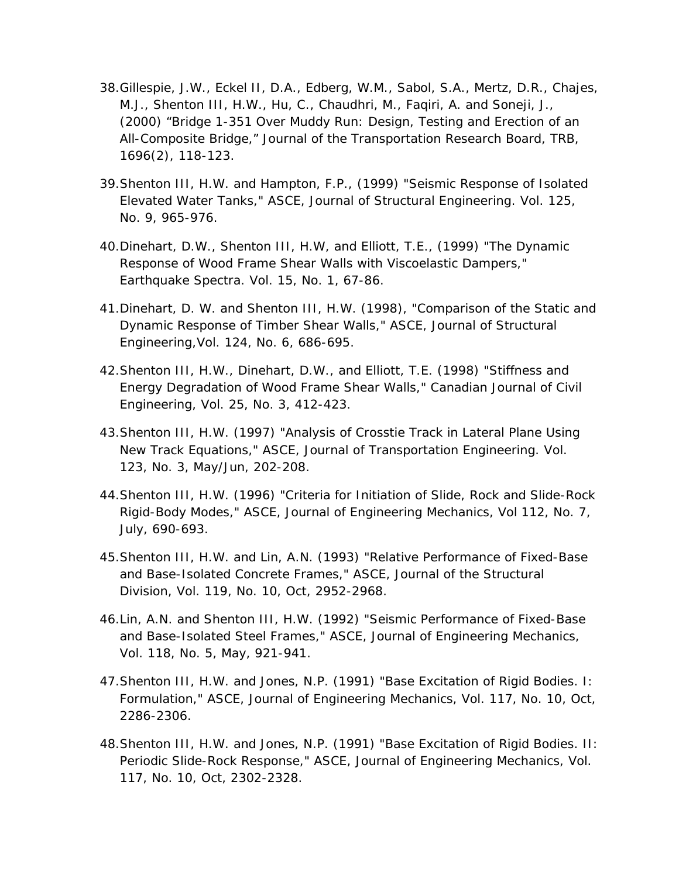38. Gillespie, J.W., Eckel II, D.A., Edberg, W.M., Sabol, S.A., Mertz, D.R., Chajes, M.J., Shenton III, H.W., Hu, C., Chaudhri, M., Faqiri, A. and Soneji, J., (2000) "Bridge 1-351 Over Muddy Run: Design, Testing and Erection of an All-Composite Bridge," Journal of the Transportation Research Board, TRB, 1696(2), 118-123.

39. Shenton III, H.W. and Hampton, F.P., (1999) "Seismic Response of Isolated Elevated Water Tanks," ASCE, Journal of Structural Engineering. Vol. 125, No. 9, 965-976.

40. Dinehart, D.W., Shenton III, H.W, and Elliott, T.E., (1999) "The Dynamic Response of Wood Frame Shear Walls with Viscoelastic Dampers," Earthquake Spectra. Vol. 15, No. 1, 67-86.

41. Dinehart, D. W. and Shenton III, H.W. (1998), "Comparison of the Static and Dynamic Response of Timber Shear Walls," ASCE, Journal of Structural Engineering,Vol. 124, No. 6, 686-695.

42. Shenton III, H.W., Dinehart, D.W., and Elliott, T.E. (1998) "Stiffness and Energy Degradation of Wood Frame Shear Walls," Canadian Journal of Civil Engineering, Vol. 25, No. 3, 412-423.

43. Shenton III, H.W. (1997) "Analysis of Crosstie Track in Lateral Plane Using New Track Equations," ASCE, Journal of Transportation Engineering. Vol. 123, No. 3, May/Jun, 202-208.

44. Shenton III, H.W. (1996) "Criteria for Initiation of Slide, Rock and Slide-Rock Rigid-Body Modes," ASCE, Journal of Engineering Mechanics, Vol 112, No. 7, July, 690-693.

45. Shenton III, H.W. and Lin, A.N. (1993) "Relative Performance of Fixed-Base and Base-Isolated Concrete Frames," ASCE, Journal of the Structural Division, Vol. 119, No. 10, Oct, 2952-2968.

46. Lin, A.N. and Shenton III, H.W. (1992) "Seismic Performance of Fixed-Base and Base-Isolated Steel Frames," ASCE, Journal of Engineering Mechanics, Vol. 118, No. 5, May, 921-941.

47. Shenton III, H.W. and Jones, N.P. (1991) "Base Excitation of Rigid Bodies. I: Formulation," ASCE, Journal of Engineering Mechanics, Vol. 117, No. 10, Oct, 2286-2306.

48. Shenton III, H.W. and Jones, N.P. (1991) "Base Excitation of Rigid Bodies. II: Periodic Slide-Rock Response," ASCE, Journal of Engineering Mechanics, Vol. 117, No. 10, Oct, 2302-2328.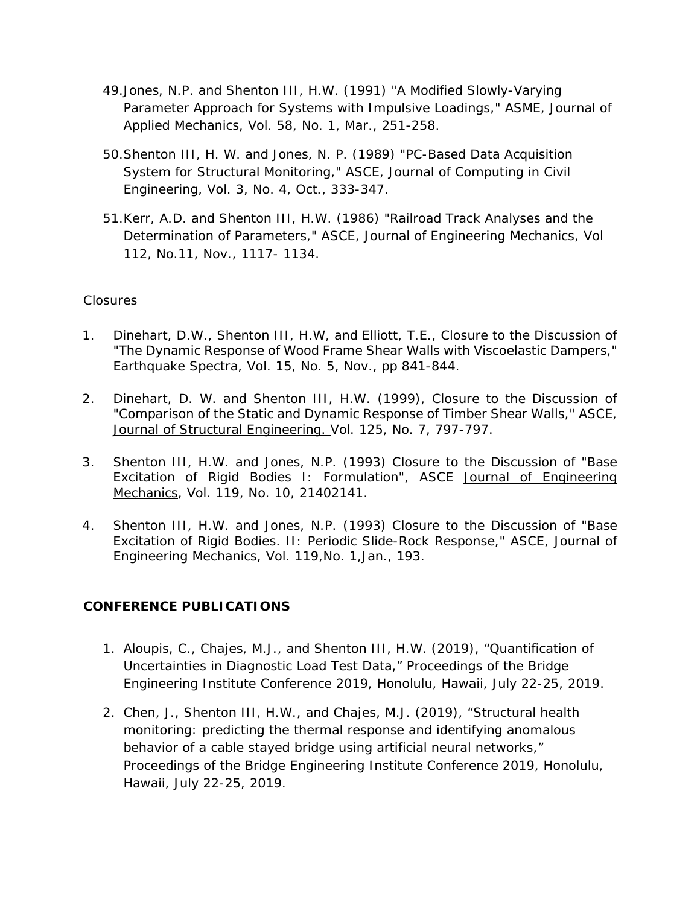49. Jones, N.P. and Shenton III, H.W. (1991) "A Modified Slowly-Varying Parameter Approach for Systems with Impulsive Loadings," ASME, Journal of Applied Mechanics, Vol. 58, No. 1, Mar., 251-258.

50. Shenton III, H. W. and Jones, N. P. (1989) "PC-Based Data Acquisition System for Structural Monitoring," ASCE, Journal of Computing in Civil Engineering, Vol. 3, No. 4, Oct., 333-347.

51. Kerr, A.D. and Shenton III, H.W. (1986) "Railroad Track Analyses and the Determination of Parameters," ASCE, Journal of Engineering Mechanics, Vol 112, No.11, Nov., 1117- 1134.

Closures

1. Dinehart, D.W., Shenton III, H.W, and Elliott, T.E., Closure to the Discussion of "The Dynamic Response of Wood Frame Shear Walls with Viscoelastic Dampers," Earthquake Spectra, Vol. 15, No. 5, Nov., pp 841-844.

2. Dinehart, D. W. and Shenton III, H.W. (1999), Closure to the Discussion of "Comparison of the Static and Dynamic Response of Timber Shear Walls," ASCE, Journal of Structural Engineering. Vol. 125, No. 7, 797-797.

3. Shenton III, H.W. and Jones, N.P. (1993) Closure to the Discussion of "Base Excitation of Rigid Bodies I: Formulation", ASCE Journal of Engineering Mechanics, Vol. 119, No. 10, 21402141.

4. Shenton III, H.W. and Jones, N.P. (1993) Closure to the Discussion of "Base Excitation of Rigid Bodies. II: Periodic Slide-Rock Response," ASCE, Journal of Engineering Mechanics, Vol. 119,No. 1,Jan., 193.

**CONFERENCE PUBLICATIONS**

1. Aloupis, C., Chajes, M.J., and Shenton III, H.W. (2019), "Quantification of Uncertainties in Diagnostic Load Test Data," Proceedings of the Bridge Engineering Institute Conference 2019, Honolulu, Hawaii, July 22-25, 2019.

2. Chen, J., Shenton III, H.W., and Chajes, M.J. (2019), "Structural health monitoring: predicting the thermal response and identifying anomalous behavior of a cable stayed bridge using artificial neural networks," Proceedings of the Bridge Engineering Institute Conference 2019, Honolulu, Hawaii, July 22-25, 2019.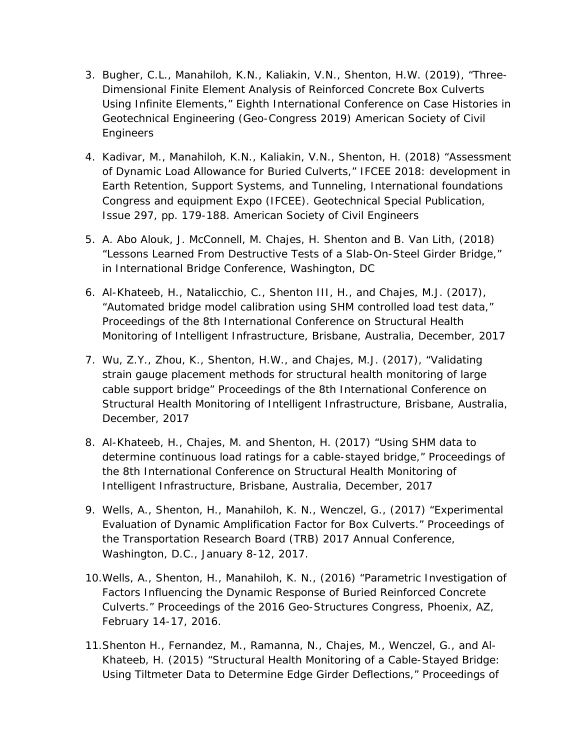3. Bugher, C.L., Manahiloh, K.N., Kaliakin, V.N., Shenton, H.W. (2019), "Three-Dimensional Finite Element Analysis of Reinforced Concrete Box Culverts Using Infinite Elements," Eighth International Conference on Case Histories in Geotechnical Engineering (Geo-Congress 2019) American Society of Civil Engineers

4. Kadivar, M., Manahiloh, K.N., Kaliakin, V.N., Shenton, H. (2018) "Assessment of Dynamic Load Allowance for Buried Culverts," IFCEE 2018: development in Earth Retention, Support Systems, and Tunneling, International foundations Congress and equipment Expo (IFCEE). Geotechnical Special Publication, Issue 297, pp. 179-188. American Society of Civil Engineers

5. A. Abo Alouk, J. McConnell, M. Chajes, H. Shenton and B. Van Lith, (2018) "Lessons Learned From Destructive Tests of a Slab-On-Steel Girder Bridge," in International Bridge Conference, Washington, DC

6. Al-Khateeb, H., Natalicchio, C., Shenton III, H., and Chajes, M.J. (2017), "Automated bridge model calibration using SHM controlled load test data," Proceedings of the 8th International Conference on Structural Health Monitoring of Intelligent Infrastructure, Brisbane, Australia, December, 2017

7. Wu, Z.Y., Zhou, K., Shenton, H.W., and Chajes, M.J. (2017), "Validating strain gauge placement methods for structural health monitoring of large cable support bridge" Proceedings of the 8th International Conference on Structural Health Monitoring of Intelligent Infrastructure, Brisbane, Australia, December, 2017

8. Al-Khateeb, H., Chajes, M. and Shenton, H. (2017) "Using SHM data to determine continuous load ratings for a cable-stayed bridge," Proceedings of the 8th International Conference on Structural Health Monitoring of Intelligent Infrastructure, Brisbane, Australia, December, 2017

9. Wells, A., Shenton, H., Manahiloh, K. N., Wenczel, G., (2017) "Experimental Evaluation of Dynamic Amplification Factor for Box Culverts." Proceedings of the Transportation Research Board (TRB) 2017 Annual Conference, Washington, D.C., January 8-12, 2017.

10. Wells, A., Shenton, H., Manahiloh, K. N., (2016) "Parametric Investigation of Factors Influencing the Dynamic Response of Buried Reinforced Concrete Culverts." Proceedings of the 2016 Geo-Structures Congress, Phoenix, AZ, February 14-17, 2016.

11. Shenton H., Fernandez, M., Ramanna, N., Chajes, M., Wenczel, G., and Al-Khateeb, H. (2015) "Structural Health Monitoring of a Cable-Stayed Bridge: Using Tiltmeter Data to Determine Edge Girder Deflections," Proceedings of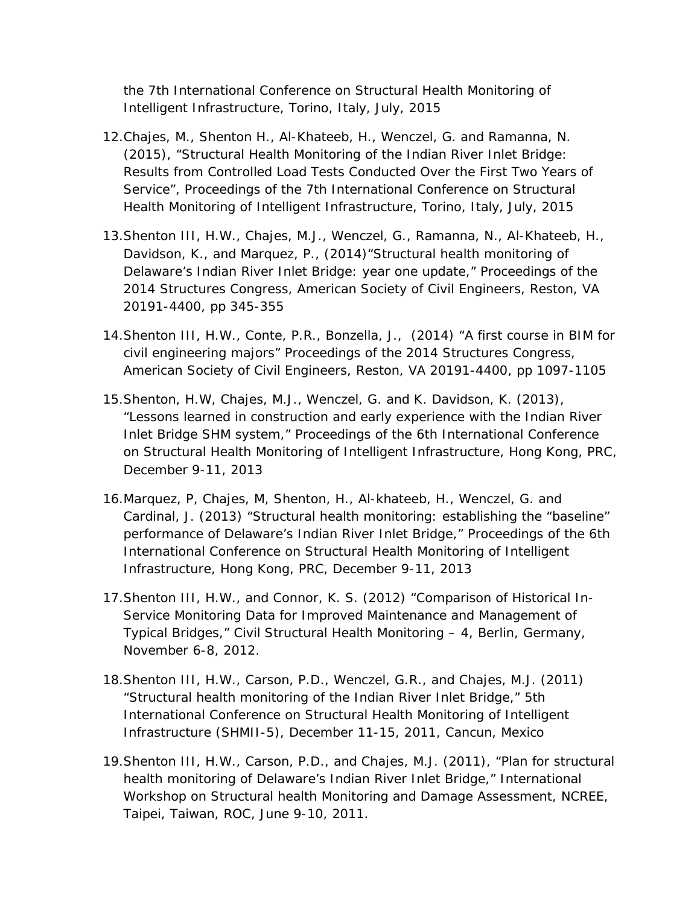the 7th International Conference on Structural Health Monitoring of Intelligent Infrastructure, Torino, Italy, July, 2015

12. Chajes, M., Shenton H., Al-Khateeb, H., Wenczel, G. and Ramanna, N. (2015), "Structural Health Monitoring of the Indian River Inlet Bridge: Results from Controlled Load Tests Conducted Over the First Two Years of Service", Proceedings of the 7th International Conference on Structural Health Monitoring of Intelligent Infrastructure, Torino, Italy, July, 2015

13. Shenton III, H.W., Chajes, M.J., Wenczel, G., Ramanna, N., Al-Khateeb, H., Davidson, K., and Marquez, P., (2014)"Structural health monitoring of Delaware's Indian River Inlet Bridge: year one update," Proceedings of the 2014 Structures Congress, American Society of Civil Engineers, Reston, VA 20191-4400, pp 345-355

14. Shenton III, H.W., Conte, P.R., Bonzella, J., (2014) "A first course in BIM for civil engineering majors" Proceedings of the 2014 Structures Congress, American Society of Civil Engineers, Reston, VA 20191-4400, pp 1097-1105

15. Shenton, H.W, Chajes, M.J., Wenczel, G. and K. Davidson, K. (2013), "Lessons learned in construction and early experience with the Indian River Inlet Bridge SHM system," Proceedings of the 6th International Conference on Structural Health Monitoring of Intelligent Infrastructure, Hong Kong, PRC, December 9-11, 2013

16. Marquez, P, Chajes, M, Shenton, H., Al-khateeb, H., Wenczel, G. and Cardinal, J. (2013) "Structural health monitoring: establishing the "baseline" performance of Delaware's Indian River Inlet Bridge," Proceedings of the 6th International Conference on Structural Health Monitoring of Intelligent Infrastructure, Hong Kong, PRC, December 9-11, 2013

17. Shenton III, H.W., and Connor, K. S. (2012) "Comparison of Historical In-Service Monitoring Data for Improved Maintenance and Management of Typical Bridges," Civil Structural Health Monitoring – 4, Berlin, Germany, November 6-8, 2012.

18. Shenton III, H.W., Carson, P.D., Wenczel, G.R., and Chajes, M.J. (2011) "Structural health monitoring of the Indian River Inlet Bridge," 5th International Conference on Structural Health Monitoring of Intelligent Infrastructure (SHMII-5), December 11-15, 2011, Cancun, Mexico

19. Shenton III, H.W., Carson, P.D., and Chajes, M.J. (2011), "Plan for structural health monitoring of Delaware's Indian River Inlet Bridge," International Workshop on Structural health Monitoring and Damage Assessment, NCREE, Taipei, Taiwan, ROC, June 9-10, 2011.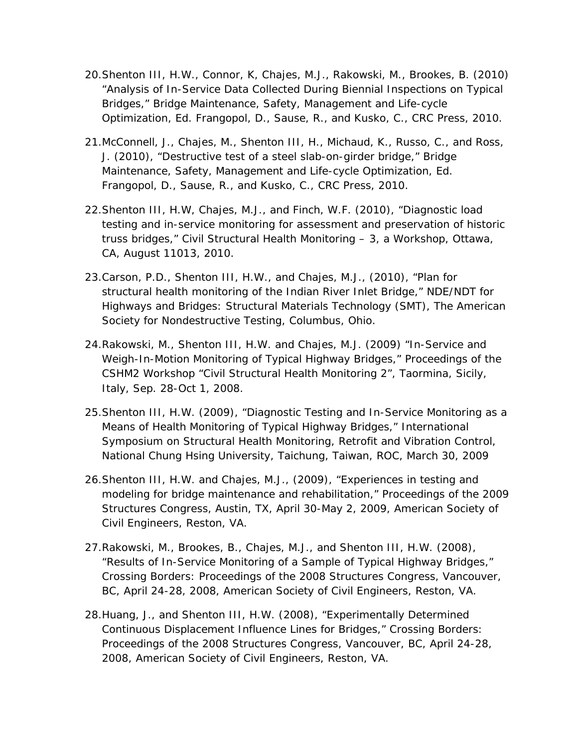20. Shenton III, H.W., Connor, K, Chajes, M.J., Rakowski, M., Brookes, B. (2010) "Analysis of In-Service Data Collected During Biennial Inspections on Typical Bridges," Bridge Maintenance, Safety, Management and Life-cycle Optimization, Ed. Frangopol, D., Sause, R., and Kusko, C., CRC Press, 2010.

21. McConnell, J., Chajes, M., Shenton III, H., Michaud, K., Russo, C., and Ross, J. (2010), "Destructive test of a steel slab-on-girder bridge," Bridge Maintenance, Safety, Management and Life-cycle Optimization, Ed. Frangopol, D., Sause, R., and Kusko, C., CRC Press, 2010.

22. Shenton III, H.W, Chajes, M.J., and Finch, W.F. (2010), "Diagnostic load testing and in-service monitoring for assessment and preservation of historic truss bridges," Civil Structural Health Monitoring – 3, a Workshop, Ottawa, CA, August 11013, 2010.

23. Carson, P.D., Shenton III, H.W., and Chajes, M.J., (2010), "Plan for structural health monitoring of the Indian River Inlet Bridge," NDE/NDT for Highways and Bridges: Structural Materials Technology (SMT), The American Society for Nondestructive Testing, Columbus, Ohio.

24. Rakowski, M., Shenton III, H.W. and Chajes, M.J. (2009) "In-Service and Weigh-In-Motion Monitoring of Typical Highway Bridges," Proceedings of the CSHM2 Workshop "Civil Structural Health Monitoring 2", Taormina, Sicily, Italy, Sep. 28-Oct 1, 2008.

25. Shenton III, H.W. (2009), "Diagnostic Testing and In-Service Monitoring as a Means of Health Monitoring of Typical Highway Bridges," International Symposium on Structural Health Monitoring, Retrofit and Vibration Control, National Chung Hsing University, Taichung, Taiwan, ROC, March 30, 2009

26. Shenton III, H.W. and Chajes, M.J., (2009), "Experiences in testing and modeling for bridge maintenance and rehabilitation," Proceedings of the 2009 Structures Congress, Austin, TX, April 30-May 2, 2009, American Society of Civil Engineers, Reston, VA.

27. Rakowski, M., Brookes, B., Chajes, M.J., and Shenton III, H.W. (2008), "Results of In-Service Monitoring of a Sample of Typical Highway Bridges," Crossing Borders: Proceedings of the 2008 Structures Congress, Vancouver, BC, April 24-28, 2008, American Society of Civil Engineers, Reston, VA.

28. Huang, J., and Shenton III, H.W. (2008), "Experimentally Determined Continuous Displacement Influence Lines for Bridges," Crossing Borders: Proceedings of the 2008 Structures Congress, Vancouver, BC, April 24-28, 2008, American Society of Civil Engineers, Reston, VA.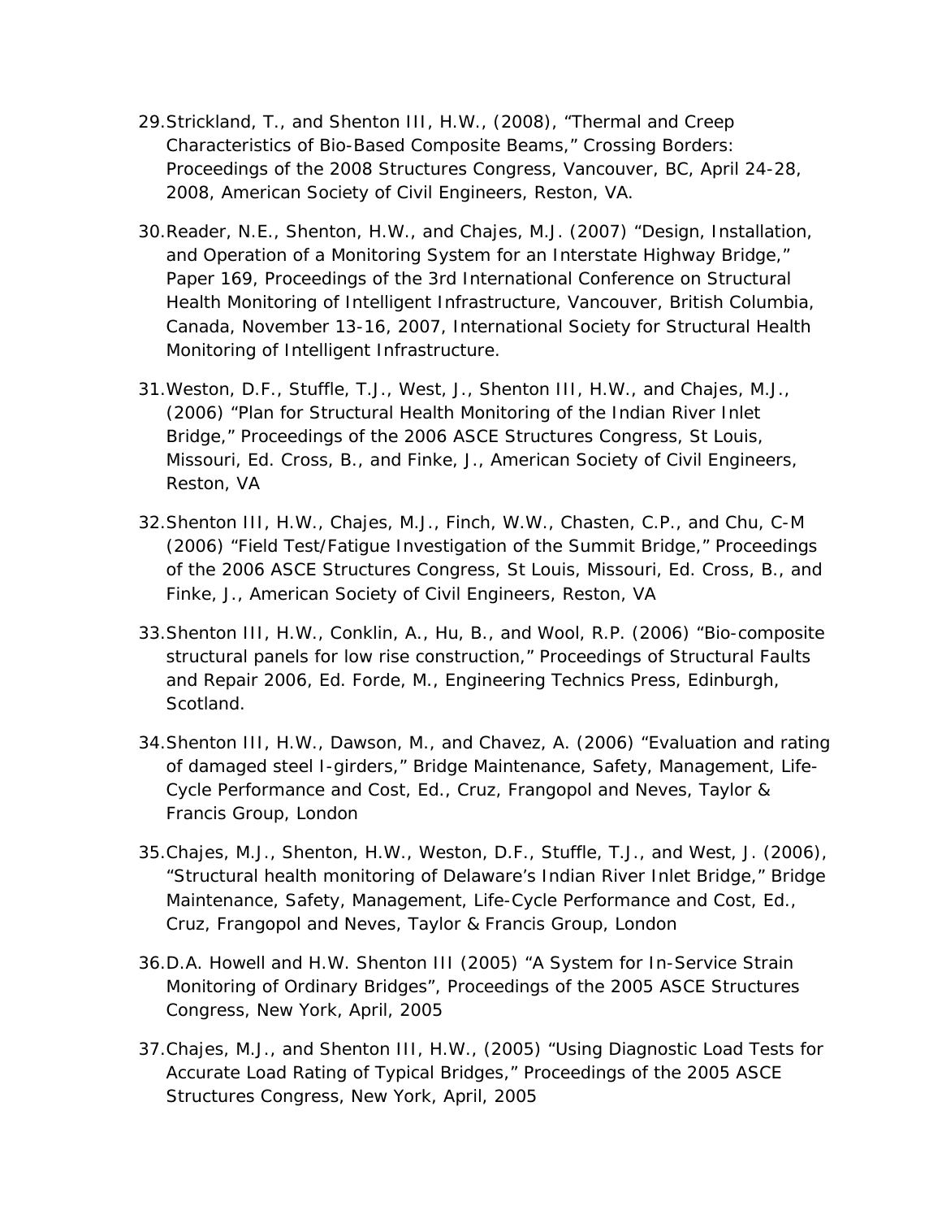29. Strickland, T., and Shenton III, H.W., (2008), “Thermal and Creep Characteristics of Bio-Based Composite Beams,” Crossing Borders: Proceedings of the 2008 Structures Congress, Vancouver, BC, April 24-28, 2008, American Society of Civil Engineers, Reston, VA.

30. Reader, N.E., Shenton, H.W., and Chajes, M.J. (2007) “Design, Installation, and Operation of a Monitoring System for an Interstate Highway Bridge,” Paper 169, Proceedings of the 3rd International Conference on Structural Health Monitoring of Intelligent Infrastructure, Vancouver, British Columbia, Canada, November 13-16, 2007, International Society for Structural Health Monitoring of Intelligent Infrastructure.

31. Weston, D.F., Stuffle, T.J., West, J., Shenton III, H.W., and Chajes, M.J., (2006) “Plan for Structural Health Monitoring of the Indian River Inlet Bridge,” Proceedings of the 2006 ASCE Structures Congress, St Louis, Missouri, Ed. Cross, B., and Finke, J., American Society of Civil Engineers, Reston, VA

32. Shenton III, H.W., Chajes, M.J., Finch, W.W., Chasten, C.P., and Chu, C-M (2006) “Field Test/Fatigue Investigation of the Summit Bridge,” Proceedings of the 2006 ASCE Structures Congress, St Louis, Missouri, Ed. Cross, B., and Finke, J., American Society of Civil Engineers, Reston, VA

33. Shenton III, H.W., Conklin, A., Hu, B., and Wool, R.P. (2006) “Bio-composite structural panels for low rise construction,” Proceedings of Structural Faults and Repair 2006, Ed. Forde, M., Engineering Technics Press, Edinburgh, Scotland.

34. Shenton III, H.W., Dawson, M., and Chavez, A. (2006) “Evaluation and rating of damaged steel I-girders,” Bridge Maintenance, Safety, Management, Life-Cycle Performance and Cost, Ed., Cruz, Frangopol and Neves, Taylor & Francis Group, London

35. Chajes, M.J., Shenton, H.W., Weston, D.F., Stuffle, T.J., and West, J. (2006), “Structural health monitoring of Delaware’s Indian River Inlet Bridge,” Bridge Maintenance, Safety, Management, Life-Cycle Performance and Cost, Ed., Cruz, Frangopol and Neves, Taylor & Francis Group, London

36. D.A. Howell and H.W. Shenton III (2005) “A System for In-Service Strain Monitoring of Ordinary Bridges”, Proceedings of the 2005 ASCE Structures Congress, New York, April, 2005

37. Chajes, M.J., and Shenton III, H.W., (2005) “Using Diagnostic Load Tests for Accurate Load Rating of Typical Bridges,” Proceedings of the 2005 ASCE Structures Congress, New York, April, 2005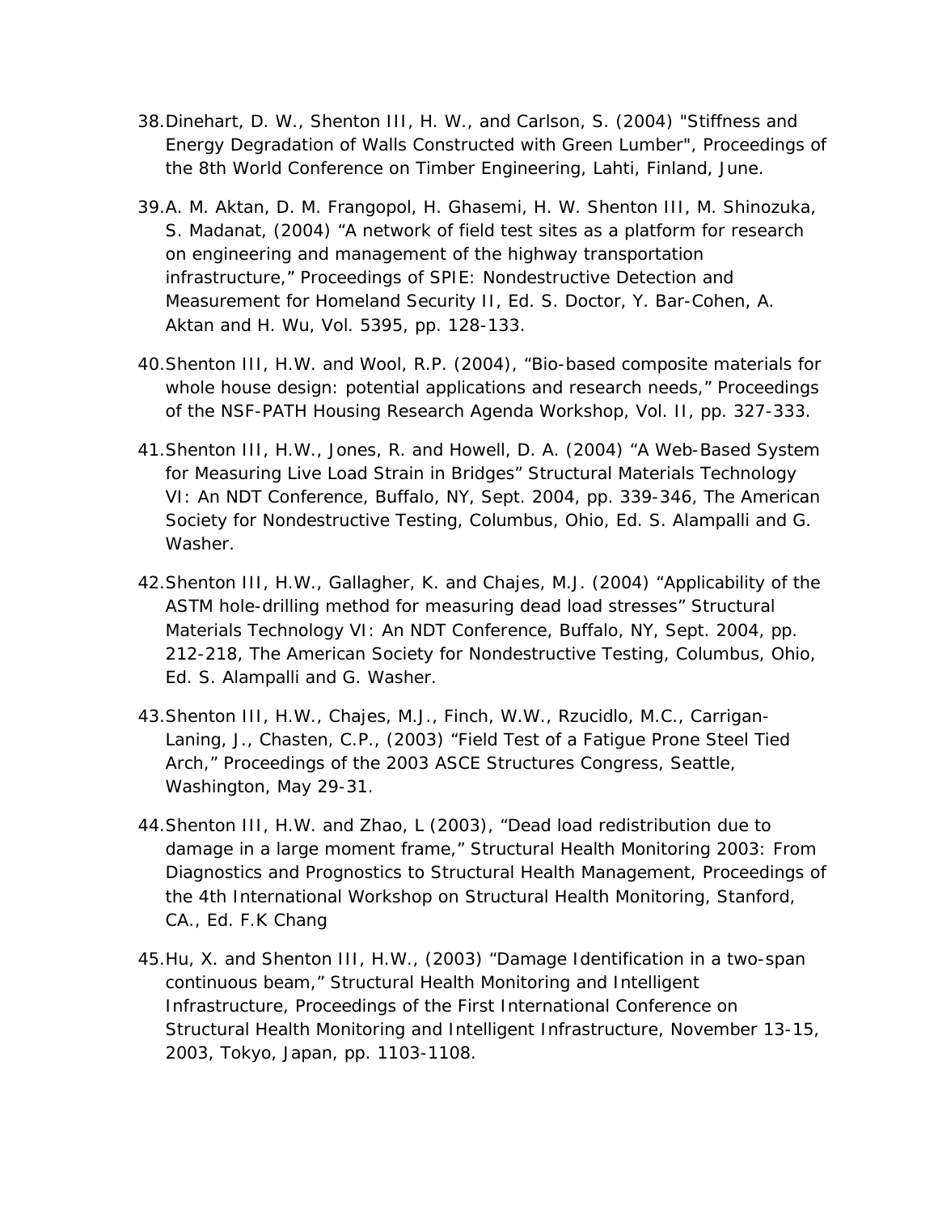38. Dinehart, D. W., Shenton III, H. W., and Carlson, S. (2004) "Stiffness and Energy Degradation of Walls Constructed with Green Lumber", Proceedings of the 8th World Conference on Timber Engineering, Lahti, Finland, June.

39. A. M. Aktan, D. M. Frangopol, H. Ghasemi, H. W. Shenton III, M. Shinozuka, S. Madanat, (2004) “A network of field test sites as a platform for research on engineering and management of the highway transportation infrastructure,” Proceedings of SPIE: Nondestructive Detection and Measurement for Homeland Security II, Ed. S. Doctor, Y. Bar-Cohen, A. Aktan and H. Wu, Vol. 5395, pp. 128-133.

40. Shenton III, H.W. and Wool, R.P. (2004), “Bio-based composite materials for whole house design: potential applications and research needs,” Proceedings of the NSF-PATH Housing Research Agenda Workshop, Vol. II, pp. 327-333.

41. Shenton III, H.W., Jones, R. and Howell, D. A. (2004) “A Web-Based System for Measuring Live Load Strain in Bridges” Structural Materials Technology VI: An NDT Conference, Buffalo, NY, Sept. 2004, pp. 339-346, The American Society for Nondestructive Testing, Columbus, Ohio, Ed. S. Alampalli and G. Washer.

42. Shenton III, H.W., Gallagher, K. and Chajes, M.J. (2004) “Applicability of the ASTM hole-drilling method for measuring dead load stresses” Structural Materials Technology VI: An NDT Conference, Buffalo, NY, Sept. 2004, pp. 212-218, The American Society for Nondestructive Testing, Columbus, Ohio, Ed. S. Alampalli and G. Washer.

43. Shenton III, H.W., Chajes, M.J., Finch, W.W., Rzucidlo, M.C., Carrigan-Laning, J., Chasten, C.P., (2003) “Field Test of a Fatigue Prone Steel Tied Arch,” Proceedings of the 2003 ASCE Structures Congress, Seattle, Washington, May 29-31.

44. Shenton III, H.W. and Zhao, L (2003), “Dead load redistribution due to damage in a large moment frame,” Structural Health Monitoring 2003: From Diagnostics and Prognostics to Structural Health Management, Proceedings of the 4th International Workshop on Structural Health Monitoring, Stanford, CA., Ed. F.K Chang

45. Hu, X. and Shenton III, H.W., (2003) “Damage Identification in a two-span continuous beam,” Structural Health Monitoring and Intelligent Infrastructure, Proceedings of the First International Conference on Structural Health Monitoring and Intelligent Infrastructure, November 13-15, 2003, Tokyo, Japan, pp. 1103-1108.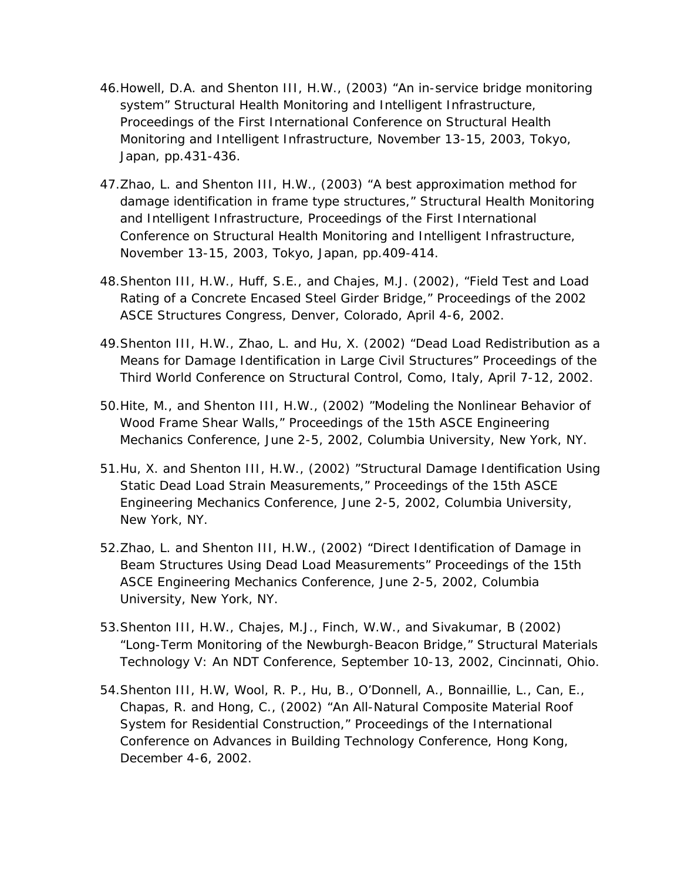46. Howell, D.A. and Shenton III, H.W., (2003) “An in-service bridge monitoring system” Structural Health Monitoring and Intelligent Infrastructure, Proceedings of the First International Conference on Structural Health Monitoring and Intelligent Infrastructure, November 13-15, 2003, Tokyo, Japan, pp.431-436.

47. Zhao, L. and Shenton III, H.W., (2003) “A best approximation method for damage identification in frame type structures,” Structural Health Monitoring and Intelligent Infrastructure, Proceedings of the First International Conference on Structural Health Monitoring and Intelligent Infrastructure, November 13-15, 2003, Tokyo, Japan, pp.409-414.

48. Shenton III, H.W., Huff, S.E., and Chajes, M.J. (2002), “Field Test and Load Rating of a Concrete Encased Steel Girder Bridge,” Proceedings of the 2002 ASCE Structures Congress, Denver, Colorado, April 4-6, 2002.

49. Shenton III, H.W., Zhao, L. and Hu, X. (2002) “Dead Load Redistribution as a Means for Damage Identification in Large Civil Structures” Proceedings of the Third World Conference on Structural Control, Como, Italy, April 7-12, 2002.

50. Hite, M., and Shenton III, H.W., (2002) ”Modeling the Nonlinear Behavior of Wood Frame Shear Walls,” Proceedings of the 15th ASCE Engineering Mechanics Conference, June 2-5, 2002, Columbia University, New York, NY.

51. Hu, X. and Shenton III, H.W., (2002) ”Structural Damage Identification Using Static Dead Load Strain Measurements,” Proceedings of the 15th ASCE Engineering Mechanics Conference, June 2-5, 2002, Columbia University, New York, NY.

52. Zhao, L. and Shenton III, H.W., (2002) “Direct Identification of Damage in Beam Structures Using Dead Load Measurements” Proceedings of the 15th ASCE Engineering Mechanics Conference, June 2-5, 2002, Columbia University, New York, NY.

53. Shenton III, H.W., Chajes, M.J., Finch, W.W., and Sivakumar, B (2002) “Long-Term Monitoring of the Newburgh-Beacon Bridge,” Structural Materials Technology V: An NDT Conference, September 10-13, 2002, Cincinnati, Ohio.

54. Shenton III, H.W, Wool, R. P., Hu, B., O’Donnell, A., Bonnaillie, L., Can, E., Chapas, R. and Hong, C., (2002) “An All-Natural Composite Material Roof System for Residential Construction,” Proceedings of the International Conference on Advances in Building Technology Conference, Hong Kong, December 4-6, 2002.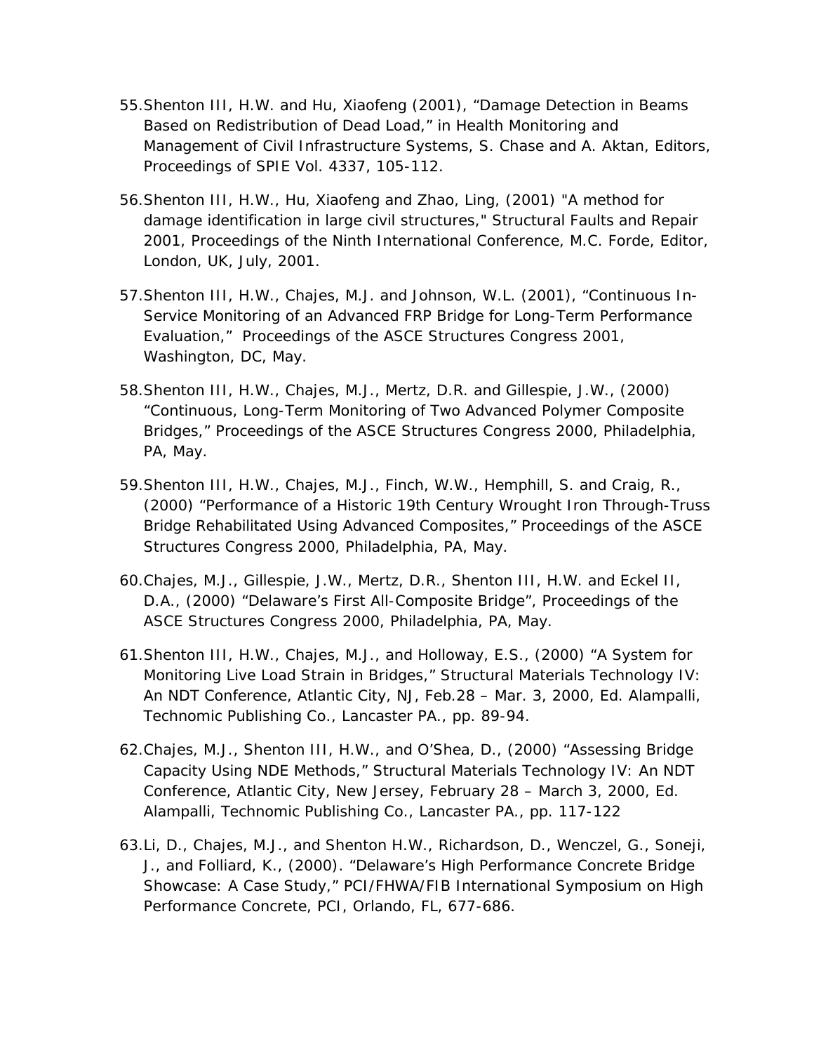55. Shenton III, H.W. and Hu, Xiaofeng (2001), "Damage Detection in Beams Based on Redistribution of Dead Load," in Health Monitoring and Management of Civil Infrastructure Systems, S. Chase and A. Aktan, Editors, Proceedings of SPIE Vol. 4337, 105-112.

56. Shenton III, H.W., Hu, Xiaofeng and Zhao, Ling, (2001) "A method for damage identification in large civil structures," Structural Faults and Repair 2001, Proceedings of the Ninth International Conference, M.C. Forde, Editor, London, UK, July, 2001.

57. Shenton III, H.W., Chajes, M.J. and Johnson, W.L. (2001), "Continuous In-Service Monitoring of an Advanced FRP Bridge for Long-Term Performance Evaluation," Proceedings of the ASCE Structures Congress 2001, Washington, DC, May.

58. Shenton III, H.W., Chajes, M.J., Mertz, D.R. and Gillespie, J.W., (2000) "Continuous, Long-Term Monitoring of Two Advanced Polymer Composite Bridges," Proceedings of the ASCE Structures Congress 2000, Philadelphia, PA, May.

59. Shenton III, H.W., Chajes, M.J., Finch, W.W., Hemphill, S. and Craig, R., (2000) "Performance of a Historic 19th Century Wrought Iron Through-Truss Bridge Rehabilitated Using Advanced Composites," Proceedings of the ASCE Structures Congress 2000, Philadelphia, PA, May.

60. Chajes, M.J., Gillespie, J.W., Mertz, D.R., Shenton III, H.W. and Eckel II, D.A., (2000) "Delaware's First All-Composite Bridge", Proceedings of the ASCE Structures Congress 2000, Philadelphia, PA, May.

61. Shenton III, H.W., Chajes, M.J., and Holloway, E.S., (2000) "A System for Monitoring Live Load Strain in Bridges," Structural Materials Technology IV: An NDT Conference, Atlantic City, NJ, Feb.28 – Mar. 3, 2000, Ed. Alampalli, Technomic Publishing Co., Lancaster PA., pp. 89-94.

62. Chajes, M.J., Shenton III, H.W., and O'Shea, D., (2000) "Assessing Bridge Capacity Using NDE Methods," Structural Materials Technology IV: An NDT Conference, Atlantic City, New Jersey, February 28 – March 3, 2000, Ed. Alampalli, Technomic Publishing Co., Lancaster PA., pp. 117-122

63. Li, D., Chajes, M.J., and Shenton H.W., Richardson, D., Wenczel, G., Soneji, J., and Folliard, K., (2000). "Delaware's High Performance Concrete Bridge Showcase: A Case Study," PCI/FHWA/FIB International Symposium on High Performance Concrete, PCI, Orlando, FL, 677-686.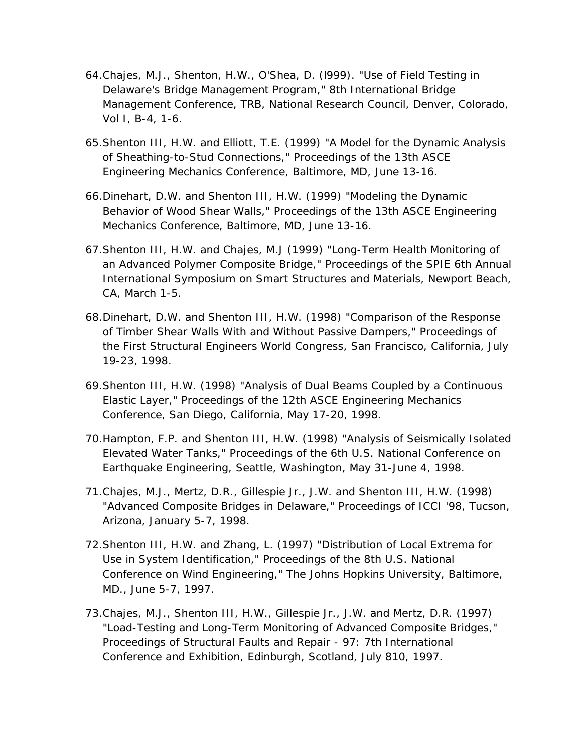64. Chajes, M.J., Shenton, H.W., O'Shea, D. (l999). "Use of Field Testing in Delaware's Bridge Management Program," 8th International Bridge Management Conference, TRB, National Research Council, Denver, Colorado, Vol I, B-4, 1-6.

65. Shenton III, H.W. and Elliott, T.E. (1999) "A Model for the Dynamic Analysis of Sheathing-to-Stud Connections," Proceedings of the 13th ASCE Engineering Mechanics Conference, Baltimore, MD, June 13-16.

66. Dinehart, D.W. and Shenton III, H.W. (1999) "Modeling the Dynamic Behavior of Wood Shear Walls," Proceedings of the 13th ASCE Engineering Mechanics Conference, Baltimore, MD, June 13-16.

67. Shenton III, H.W. and Chajes, M.J (1999) "Long-Term Health Monitoring of an Advanced Polymer Composite Bridge," Proceedings of the SPIE 6th Annual International Symposium on Smart Structures and Materials, Newport Beach, CA, March 1-5.

68. Dinehart, D.W. and Shenton III, H.W. (1998) "Comparison of the Response of Timber Shear Walls With and Without Passive Dampers," Proceedings of the First Structural Engineers World Congress, San Francisco, California, July 19-23, 1998.

69. Shenton III, H.W. (1998) "Analysis of Dual Beams Coupled by a Continuous Elastic Layer," Proceedings of the 12th ASCE Engineering Mechanics Conference, San Diego, California, May 17-20, 1998.

70. Hampton, F.P. and Shenton III, H.W. (1998) "Analysis of Seismically Isolated Elevated Water Tanks," Proceedings of the 6th U.S. National Conference on Earthquake Engineering, Seattle, Washington, May 31-June 4, 1998.

71. Chajes, M.J., Mertz, D.R., Gillespie Jr., J.W. and Shenton III, H.W. (1998) "Advanced Composite Bridges in Delaware," Proceedings of ICCI '98, Tucson, Arizona, January 5-7, 1998.

72. Shenton III, H.W. and Zhang, L. (1997) "Distribution of Local Extrema for Use in System Identification," Proceedings of the 8th U.S. National Conference on Wind Engineering," The Johns Hopkins University, Baltimore, MD., June 5-7, 1997.

73. Chajes, M.J., Shenton III, H.W., Gillespie Jr., J.W. and Mertz, D.R. (1997) "Load-Testing and Long-Term Monitoring of Advanced Composite Bridges," Proceedings of Structural Faults and Repair - 97: 7th International Conference and Exhibition, Edinburgh, Scotland, July 810, 1997.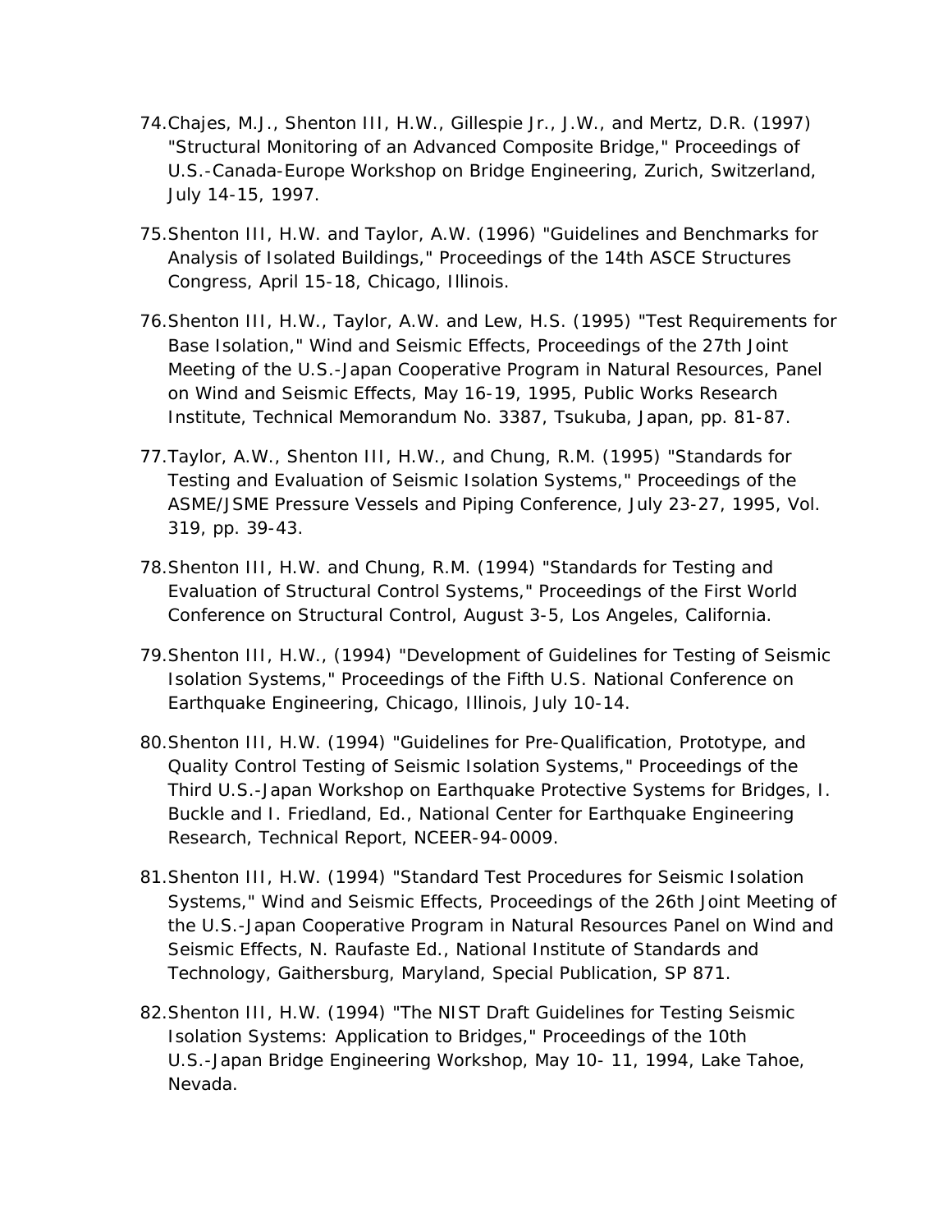74. Chajes, M.J., Shenton III, H.W., Gillespie Jr., J.W., and Mertz, D.R. (1997) "Structural Monitoring of an Advanced Composite Bridge," Proceedings of U.S.-Canada-Europe Workshop on Bridge Engineering, Zurich, Switzerland, July 14-15, 1997.

75. Shenton III, H.W. and Taylor, A.W. (1996) "Guidelines and Benchmarks for Analysis of Isolated Buildings," Proceedings of the 14th ASCE Structures Congress, April 15-18, Chicago, Illinois.

76. Shenton III, H.W., Taylor, A.W. and Lew, H.S. (1995) "Test Requirements for Base Isolation," Wind and Seismic Effects, Proceedings of the 27th Joint Meeting of the U.S.-Japan Cooperative Program in Natural Resources, Panel on Wind and Seismic Effects, May 16-19, 1995, Public Works Research Institute, Technical Memorandum No. 3387, Tsukuba, Japan, pp. 81-87.

77. Taylor, A.W., Shenton III, H.W., and Chung, R.M. (1995) "Standards for Testing and Evaluation of Seismic Isolation Systems," Proceedings of the ASME/JSME Pressure Vessels and Piping Conference, July 23-27, 1995, Vol. 319, pp. 39-43.

78. Shenton III, H.W. and Chung, R.M. (1994) "Standards for Testing and Evaluation of Structural Control Systems," Proceedings of the First World Conference on Structural Control, August 3-5, Los Angeles, California.

79. Shenton III, H.W., (1994) "Development of Guidelines for Testing of Seismic Isolation Systems," Proceedings of the Fifth U.S. National Conference on Earthquake Engineering, Chicago, Illinois, July 10-14.

80. Shenton III, H.W. (1994) "Guidelines for Pre-Qualification, Prototype, and Quality Control Testing of Seismic Isolation Systems," Proceedings of the Third U.S.-Japan Workshop on Earthquake Protective Systems for Bridges, I. Buckle and I. Friedland, Ed., National Center for Earthquake Engineering Research, Technical Report, NCEER-94-0009.

81. Shenton III, H.W. (1994) "Standard Test Procedures for Seismic Isolation Systems," Wind and Seismic Effects, Proceedings of the 26th Joint Meeting of the U.S.-Japan Cooperative Program in Natural Resources Panel on Wind and Seismic Effects, N. Raufaste Ed., National Institute of Standards and Technology, Gaithersburg, Maryland, Special Publication, SP 871.

82. Shenton III, H.W. (1994) "The NIST Draft Guidelines for Testing Seismic Isolation Systems: Application to Bridges," Proceedings of the 10th U.S.-Japan Bridge Engineering Workshop, May 10- 11, 1994, Lake Tahoe, Nevada.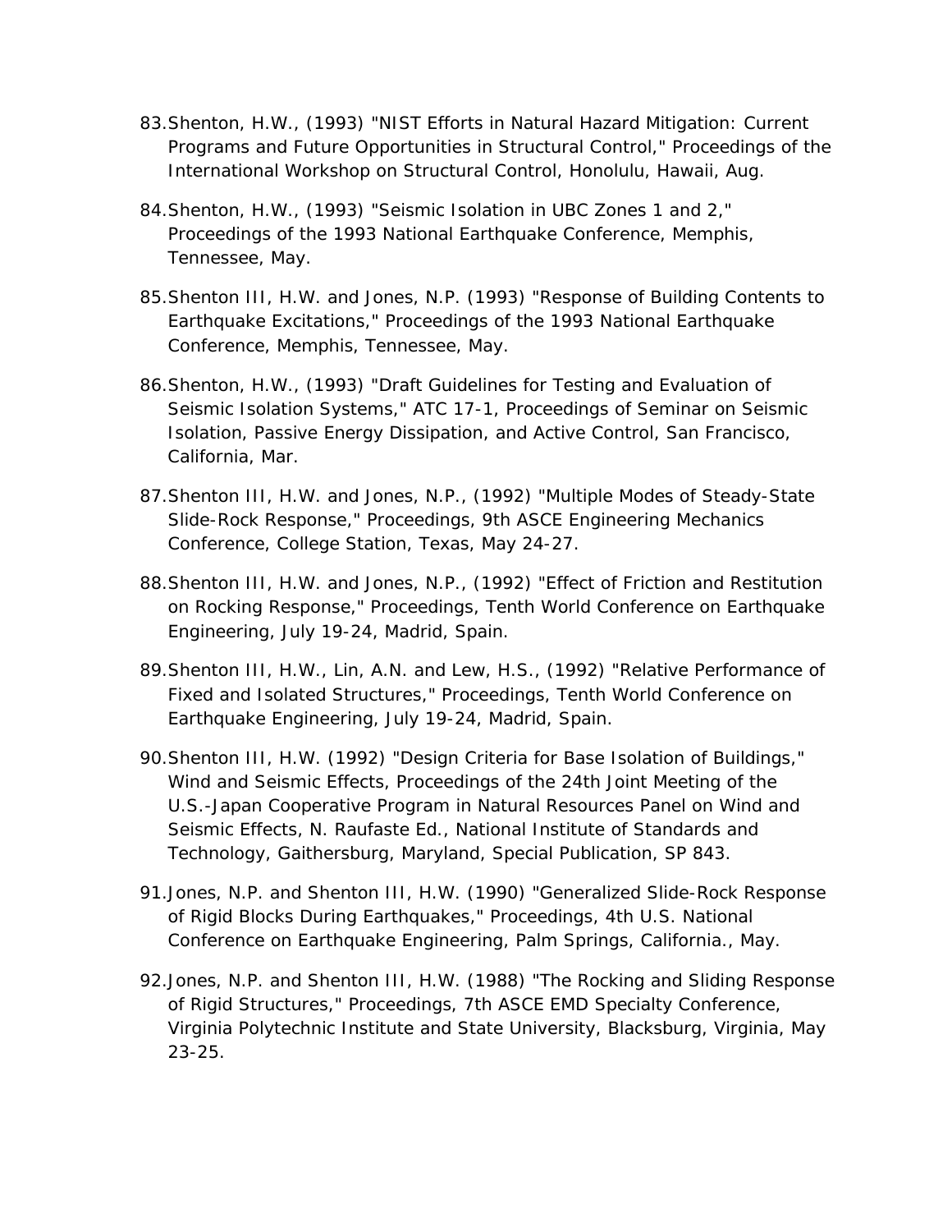83. Shenton, H.W., (1993) "NIST Efforts in Natural Hazard Mitigation: Current Programs and Future Opportunities in Structural Control," Proceedings of the International Workshop on Structural Control, Honolulu, Hawaii, Aug.

84. Shenton, H.W., (1993) "Seismic Isolation in UBC Zones 1 and 2," Proceedings of the 1993 National Earthquake Conference, Memphis, Tennessee, May.

85. Shenton III, H.W. and Jones, N.P. (1993) "Response of Building Contents to Earthquake Excitations," Proceedings of the 1993 National Earthquake Conference, Memphis, Tennessee, May.

86. Shenton, H.W., (1993) "Draft Guidelines for Testing and Evaluation of Seismic Isolation Systems," ATC 17-1, Proceedings of Seminar on Seismic Isolation, Passive Energy Dissipation, and Active Control, San Francisco, California, Mar.

87. Shenton III, H.W. and Jones, N.P., (1992) "Multiple Modes of Steady-State Slide-Rock Response," Proceedings, 9th ASCE Engineering Mechanics Conference, College Station, Texas, May 24-27.

88. Shenton III, H.W. and Jones, N.P., (1992) "Effect of Friction and Restitution on Rocking Response," Proceedings, Tenth World Conference on Earthquake Engineering, July 19-24, Madrid, Spain.

89. Shenton III, H.W., Lin, A.N. and Lew, H.S., (1992) "Relative Performance of Fixed and Isolated Structures," Proceedings, Tenth World Conference on Earthquake Engineering, July 19-24, Madrid, Spain.

90. Shenton III, H.W. (1992) "Design Criteria for Base Isolation of Buildings," Wind and Seismic Effects, Proceedings of the 24th Joint Meeting of the U.S.-Japan Cooperative Program in Natural Resources Panel on Wind and Seismic Effects, N. Raufaste Ed., National Institute of Standards and Technology, Gaithersburg, Maryland, Special Publication, SP 843.

91. Jones, N.P. and Shenton III, H.W. (1990) "Generalized Slide-Rock Response of Rigid Blocks During Earthquakes," Proceedings, 4th U.S. National Conference on Earthquake Engineering, Palm Springs, California., May.

92. Jones, N.P. and Shenton III, H.W. (1988) "The Rocking and Sliding Response of Rigid Structures," Proceedings, 7th ASCE EMD Specialty Conference, Virginia Polytechnic Institute and State University, Blacksburg, Virginia, May 23-25.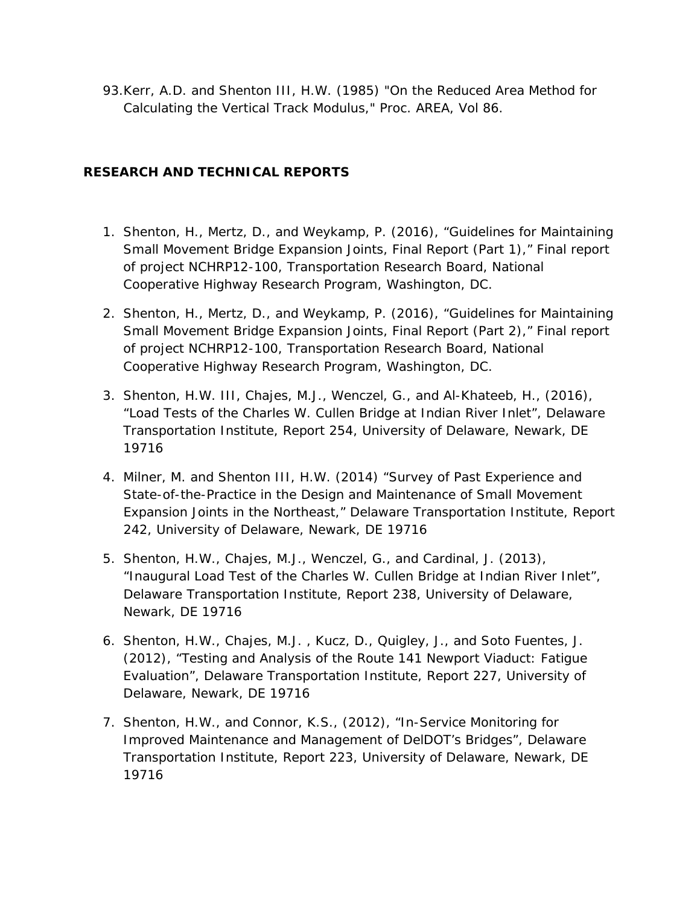93. Kerr, A.D. and Shenton III, H.W. (1985) "On the Reduced Area Method for Calculating the Vertical Track Modulus," Proc. AREA, Vol 86.

## RESEARCH AND TECHNICAL REPORTS

1. Shenton, H., Mertz, D., and Weykamp, P. (2016), "Guidelines for Maintaining Small Movement Bridge Expansion Joints, Final Report (Part 1)," Final report of project NCHRP12-100, Transportation Research Board, National Cooperative Highway Research Program, Washington, DC.

2. Shenton, H., Mertz, D., and Weykamp, P. (2016), "Guidelines for Maintaining Small Movement Bridge Expansion Joints, Final Report (Part 2)," Final report of project NCHRP12-100, Transportation Research Board, National Cooperative Highway Research Program, Washington, DC.

3. Shenton, H.W. III, Chajes, M.J., Wenczel, G., and Al-Khateeb, H., (2016), "Load Tests of the Charles W. Cullen Bridge at Indian River Inlet", Delaware Transportation Institute, Report 254, University of Delaware, Newark, DE 19716

4. Milner, M. and Shenton III, H.W. (2014) "Survey of Past Experience and State-of-the-Practice in the Design and Maintenance of Small Movement Expansion Joints in the Northeast," Delaware Transportation Institute, Report 242, University of Delaware, Newark, DE 19716

5. Shenton, H.W., Chajes, M.J., Wenczel, G., and Cardinal, J. (2013), "Inaugural Load Test of the Charles W. Cullen Bridge at Indian River Inlet", Delaware Transportation Institute, Report 238, University of Delaware, Newark, DE 19716

6. Shenton, H.W., Chajes, M.J. , Kucz, D., Quigley, J., and Soto Fuentes, J. (2012), "Testing and Analysis of the Route 141 Newport Viaduct: Fatigue Evaluation", Delaware Transportation Institute, Report 227, University of Delaware, Newark, DE 19716

7. Shenton, H.W., and Connor, K.S., (2012), "In-Service Monitoring for Improved Maintenance and Management of DelDOT's Bridges", Delaware Transportation Institute, Report 223, University of Delaware, Newark, DE 19716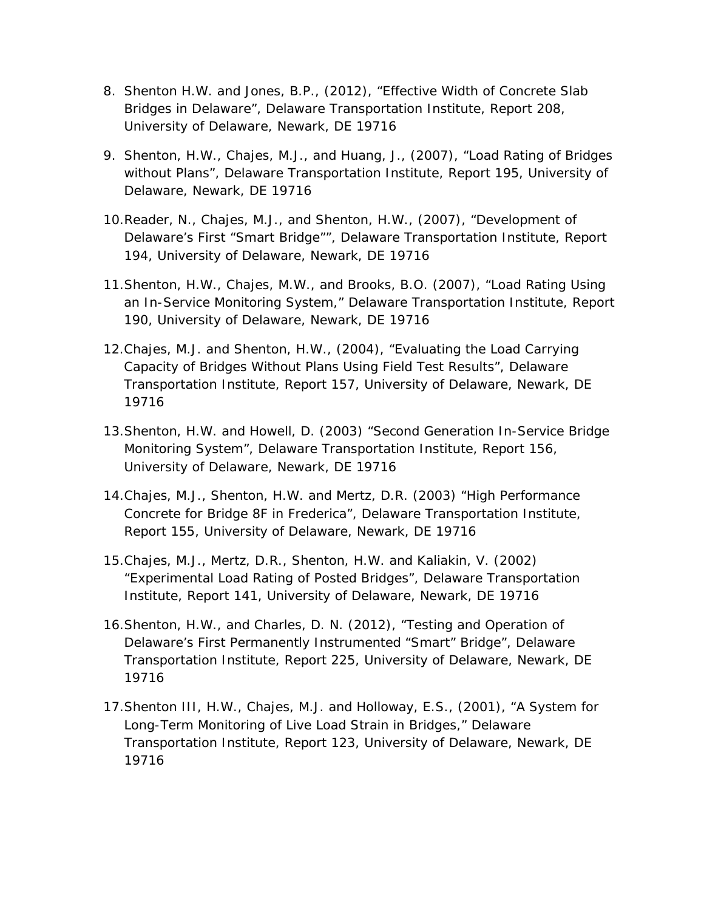8. Shenton H.W. and Jones, B.P., (2012), “Effective Width of Concrete Slab Bridges in Delaware”, Delaware Transportation Institute, Report 208, University of Delaware, Newark, DE 19716

9. Shenton, H.W., Chajes, M.J., and Huang, J., (2007), “Load Rating of Bridges without Plans”, Delaware Transportation Institute, Report 195, University of Delaware, Newark, DE 19716

10. Reader, N., Chajes, M.J., and Shenton, H.W., (2007), “Development of Delaware’s First “Smart Bridge””, Delaware Transportation Institute, Report 194, University of Delaware, Newark, DE 19716

11. Shenton, H.W., Chajes, M.W., and Brooks, B.O. (2007), “Load Rating Using an In-Service Monitoring System,” Delaware Transportation Institute, Report 190, University of Delaware, Newark, DE 19716

12. Chajes, M.J. and Shenton, H.W., (2004), “Evaluating the Load Carrying Capacity of Bridges Without Plans Using Field Test Results”, Delaware Transportation Institute, Report 157, University of Delaware, Newark, DE 19716

13. Shenton, H.W. and Howell, D. (2003) “Second Generation In-Service Bridge Monitoring System”, Delaware Transportation Institute, Report 156, University of Delaware, Newark, DE 19716

14. Chajes, M.J., Shenton, H.W. and Mertz, D.R. (2003) “High Performance Concrete for Bridge 8F in Frederica”, Delaware Transportation Institute, Report 155, University of Delaware, Newark, DE 19716

15. Chajes, M.J., Mertz, D.R., Shenton, H.W. and Kaliakin, V. (2002) “Experimental Load Rating of Posted Bridges”, Delaware Transportation Institute, Report 141, University of Delaware, Newark, DE 19716

16. Shenton, H.W., and Charles, D. N. (2012), “Testing and Operation of Delaware’s First Permanently Instrumented “Smart” Bridge”, Delaware Transportation Institute, Report 225, University of Delaware, Newark, DE 19716

17. Shenton III, H.W., Chajes, M.J. and Holloway, E.S., (2001), “A System for Long-Term Monitoring of Live Load Strain in Bridges,” Delaware Transportation Institute, Report 123, University of Delaware, Newark, DE 19716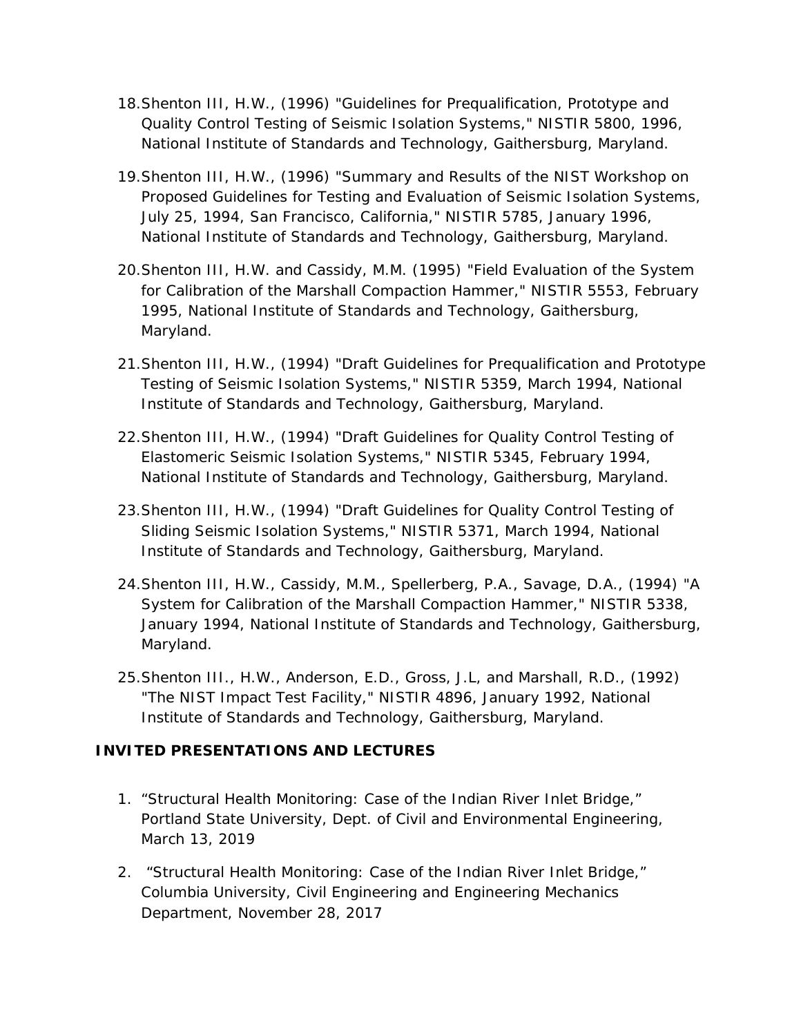18. Shenton III, H.W., (1996) "Guidelines for Prequalification, Prototype and Quality Control Testing of Seismic Isolation Systems," NISTIR 5800, 1996, National Institute of Standards and Technology, Gaithersburg, Maryland.

19. Shenton III, H.W., (1996) "Summary and Results of the NIST Workshop on Proposed Guidelines for Testing and Evaluation of Seismic Isolation Systems, July 25, 1994, San Francisco, California," NISTIR 5785, January 1996, National Institute of Standards and Technology, Gaithersburg, Maryland.

20. Shenton III, H.W. and Cassidy, M.M. (1995) "Field Evaluation of the System for Calibration of the Marshall Compaction Hammer," NISTIR 5553, February 1995, National Institute of Standards and Technology, Gaithersburg, Maryland.

21. Shenton III, H.W., (1994) "Draft Guidelines for Prequalification and Prototype Testing of Seismic Isolation Systems," NISTIR 5359, March 1994, National Institute of Standards and Technology, Gaithersburg, Maryland.

22. Shenton III, H.W., (1994) "Draft Guidelines for Quality Control Testing of Elastomeric Seismic Isolation Systems," NISTIR 5345, February 1994, National Institute of Standards and Technology, Gaithersburg, Maryland.

23. Shenton III, H.W., (1994) "Draft Guidelines for Quality Control Testing of Sliding Seismic Isolation Systems," NISTIR 5371, March 1994, National Institute of Standards and Technology, Gaithersburg, Maryland.

24. Shenton III, H.W., Cassidy, M.M., Spellerberg, P.A., Savage, D.A., (1994) "A System for Calibration of the Marshall Compaction Hammer," NISTIR 5338, January 1994, National Institute of Standards and Technology, Gaithersburg, Maryland.

25. Shenton III., H.W., Anderson, E.D., Gross, J.L, and Marshall, R.D., (1992) "The NIST Impact Test Facility," NISTIR 4896, January 1992, National Institute of Standards and Technology, Gaithersburg, Maryland.

**INVITED PRESENTATIONS AND LECTURES**

1. "Structural Health Monitoring: Case of the Indian River Inlet Bridge," Portland State University, Dept. of Civil and Environmental Engineering, March 13, 2019

2. "Structural Health Monitoring: Case of the Indian River Inlet Bridge," Columbia University, Civil Engineering and Engineering Mechanics Department, November 28, 2017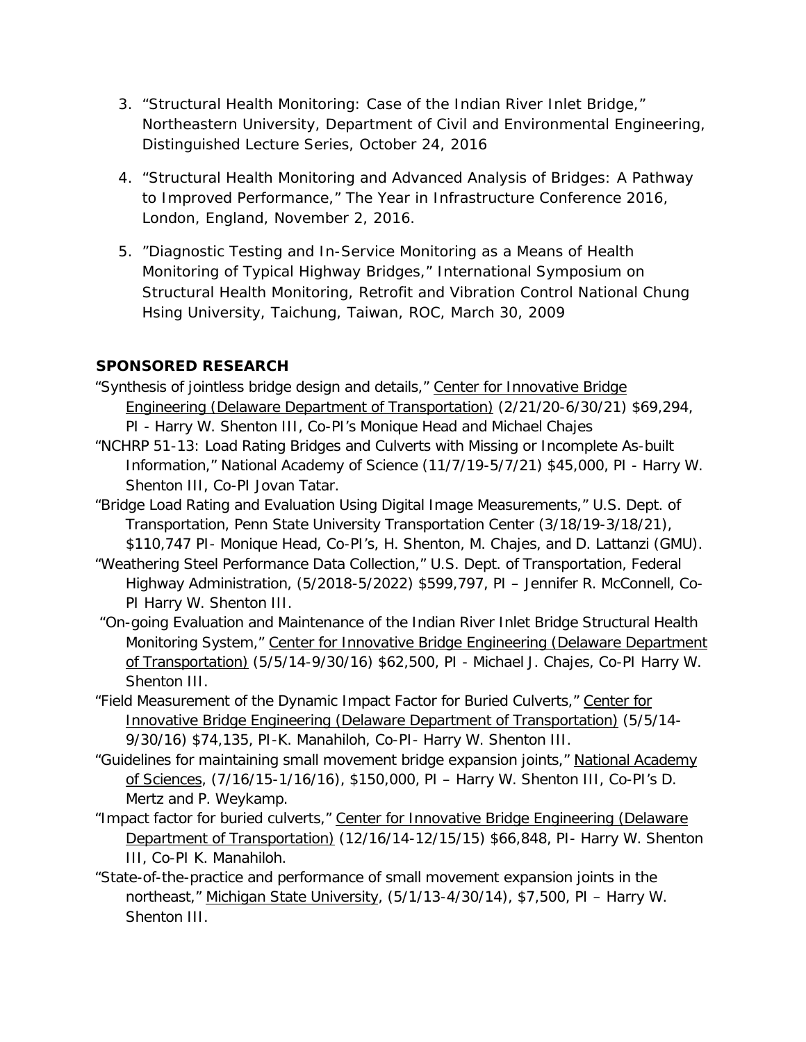3. "Structural Health Monitoring: Case of the Indian River Inlet Bridge," Northeastern University, Department of Civil and Environmental Engineering, Distinguished Lecture Series, October 24, 2016

4. "Structural Health Monitoring and Advanced Analysis of Bridges: A Pathway to Improved Performance," The Year in Infrastructure Conference 2016, London, England, November 2, 2016.

5. "Diagnostic Testing and In-Service Monitoring as a Means of Health Monitoring of Typical Highway Bridges," International Symposium on Structural Health Monitoring, Retrofit and Vibration Control National Chung Hsing University, Taichung, Taiwan, ROC, March 30, 2009

**SPONSORED RESEARCH**

"Synthesis of jointless bridge design and details," Center for Innovative Bridge Engineering (Delaware Department of Transportation) (2/21/20-6/30/21) $69,294, PI - Harry W. Shenton III, Co-PI's Monique Head and Michael Chajes

"NCHRP 51-13: Load Rating Bridges and Culverts with Missing or Incomplete As-built Information," National Academy of Science (11/7/19-5/7/21) $45,000, PI - Harry W. Shenton III, Co-PI Jovan Tatar.

"Bridge Load Rating and Evaluation Using Digital Image Measurements," U.S. Dept. of Transportation, Penn State University Transportation Center (3/18/19-3/18/21), $110,747 PI- Monique Head, Co-PI's, H. Shenton, M. Chajes, and D. Lattanzi (GMU).

"Weathering Steel Performance Data Collection," U.S. Dept. of Transportation, Federal Highway Administration, (5/2018-5/2022) $599,797, PI – Jennifer R. McConnell, Co-PI Harry W. Shenton III.

"On-going Evaluation and Maintenance of the Indian River Inlet Bridge Structural Health Monitoring System," Center for Innovative Bridge Engineering (Delaware Department of Transportation) (5/5/14-9/30/16) $62,500, PI - Michael J. Chajes, Co-PI Harry W. Shenton III.

"Field Measurement of the Dynamic Impact Factor for Buried Culverts," Center for Innovative Bridge Engineering (Delaware Department of Transportation) (5/5/14-9/30/16) $74,135, PI-K. Manahiloh, Co-PI- Harry W. Shenton III.

"Guidelines for maintaining small movement bridge expansion joints," National Academy of Sciences, (7/16/15-1/16/16), $150,000, PI – Harry W. Shenton III, Co-PI's D. Mertz and P. Weykamp.

"Impact factor for buried culverts," Center for Innovative Bridge Engineering (Delaware Department of Transportation) (12/16/14-12/15/15) $66,848, PI- Harry W. Shenton III, Co-PI K. Manahiloh.

"State-of-the-practice and performance of small movement expansion joints in the northeast," Michigan State University, (5/1/13-4/30/14), $7,500, PI – Harry W. Shenton III.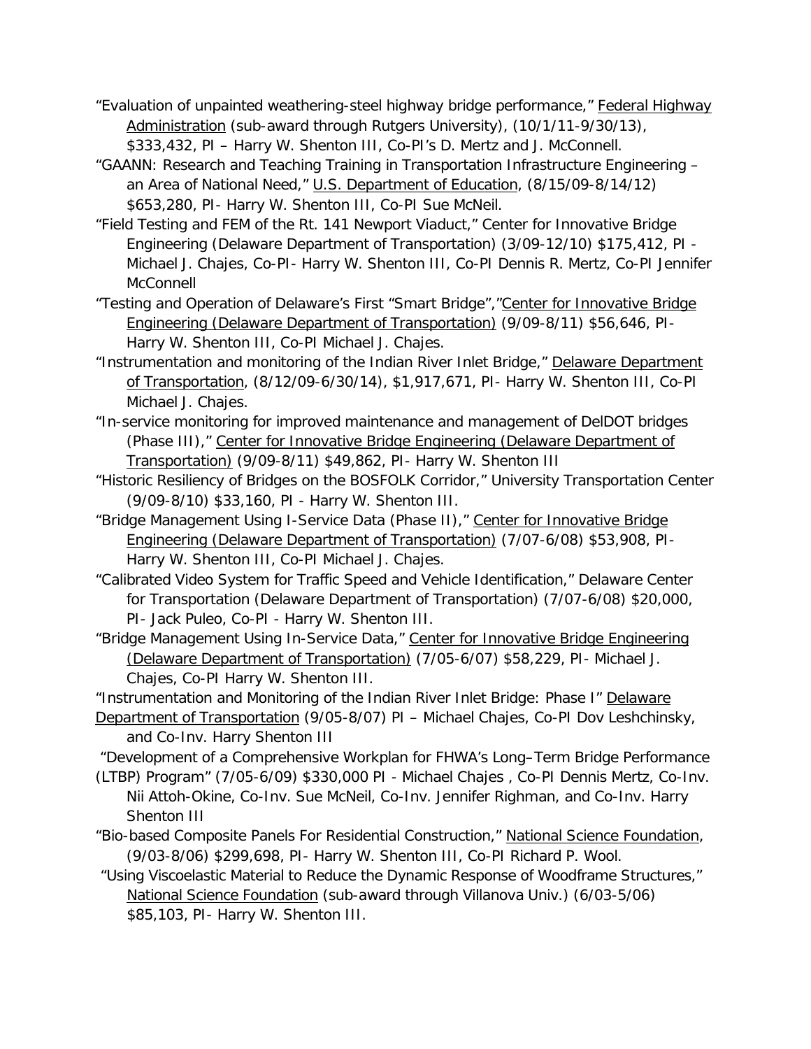"Evaluation of unpainted weathering-steel highway bridge performance," Federal Highway Administration (sub-award through Rutgers University), (10/1/11-9/30/13), $333,432, PI – Harry W. Shenton III, Co-PI's D. Mertz and J. McConnell.

"GAANN: Research and Teaching Training in Transportation Infrastructure Engineering – an Area of National Need," U.S. Department of Education, (8/15/09-8/14/12) $653,280, PI- Harry W. Shenton III, Co-PI Sue McNeil.

"Field Testing and FEM of the Rt. 141 Newport Viaduct," Center for Innovative Bridge Engineering (Delaware Department of Transportation) (3/09-12/10) $175,412, PI - Michael J. Chajes, Co-PI- Harry W. Shenton III, Co-PI Dennis R. Mertz, Co-PI Jennifer McConnell

"Testing and Operation of Delaware's First "Smart Bridge","Center for Innovative Bridge Engineering (Delaware Department of Transportation) (9/09-8/11) $56,646, PI- Harry W. Shenton III, Co-PI Michael J. Chajes.

"Instrumentation and monitoring of the Indian River Inlet Bridge," Delaware Department of Transportation, (8/12/09-6/30/14), $1,917,671, PI- Harry W. Shenton III, Co-PI Michael J. Chajes.

"In-service monitoring for improved maintenance and management of DelDOT bridges (Phase III)," Center for Innovative Bridge Engineering (Delaware Department of Transportation) (9/09-8/11) $49,862, PI- Harry W. Shenton III

"Historic Resiliency of Bridges on the BOSFOLK Corridor," University Transportation Center (9/09-8/10) $33,160, PI - Harry W. Shenton III.

"Bridge Management Using I-Service Data (Phase II)," Center for Innovative Bridge Engineering (Delaware Department of Transportation) (7/07-6/08) $53,908, PI- Harry W. Shenton III, Co-PI Michael J. Chajes.

"Calibrated Video System for Traffic Speed and Vehicle Identification," Delaware Center for Transportation (Delaware Department of Transportation) (7/07-6/08) $20,000, PI- Jack Puleo, Co-PI - Harry W. Shenton III.

"Bridge Management Using In-Service Data," Center for Innovative Bridge Engineering (Delaware Department of Transportation) (7/05-6/07) $58,229, PI- Michael J. Chajes, Co-PI Harry W. Shenton III.

"Instrumentation and Monitoring of the Indian River Inlet Bridge: Phase I" Delaware Department of Transportation (9/05-8/07) PI – Michael Chajes, Co-PI Dov Leshchinsky, and Co-Inv. Harry Shenton III

"Development of a Comprehensive Workplan for FHWA's Long–Term Bridge Performance (LTBP) Program" (7/05-6/09) $330,000 PI - Michael Chajes , Co-PI Dennis Mertz, Co-Inv. Nii Attoh-Okine, Co-Inv. Sue McNeil, Co-Inv. Jennifer Righman, and Co-Inv. Harry Shenton III

"Bio-based Composite Panels For Residential Construction," National Science Foundation, (9/03-8/06) $299,698, PI- Harry W. Shenton III, Co-PI Richard P. Wool.

"Using Viscoelastic Material to Reduce the Dynamic Response of Woodframe Structures," National Science Foundation (sub-award through Villanova Univ.) (6/03-5/06) $85,103, PI- Harry W. Shenton III.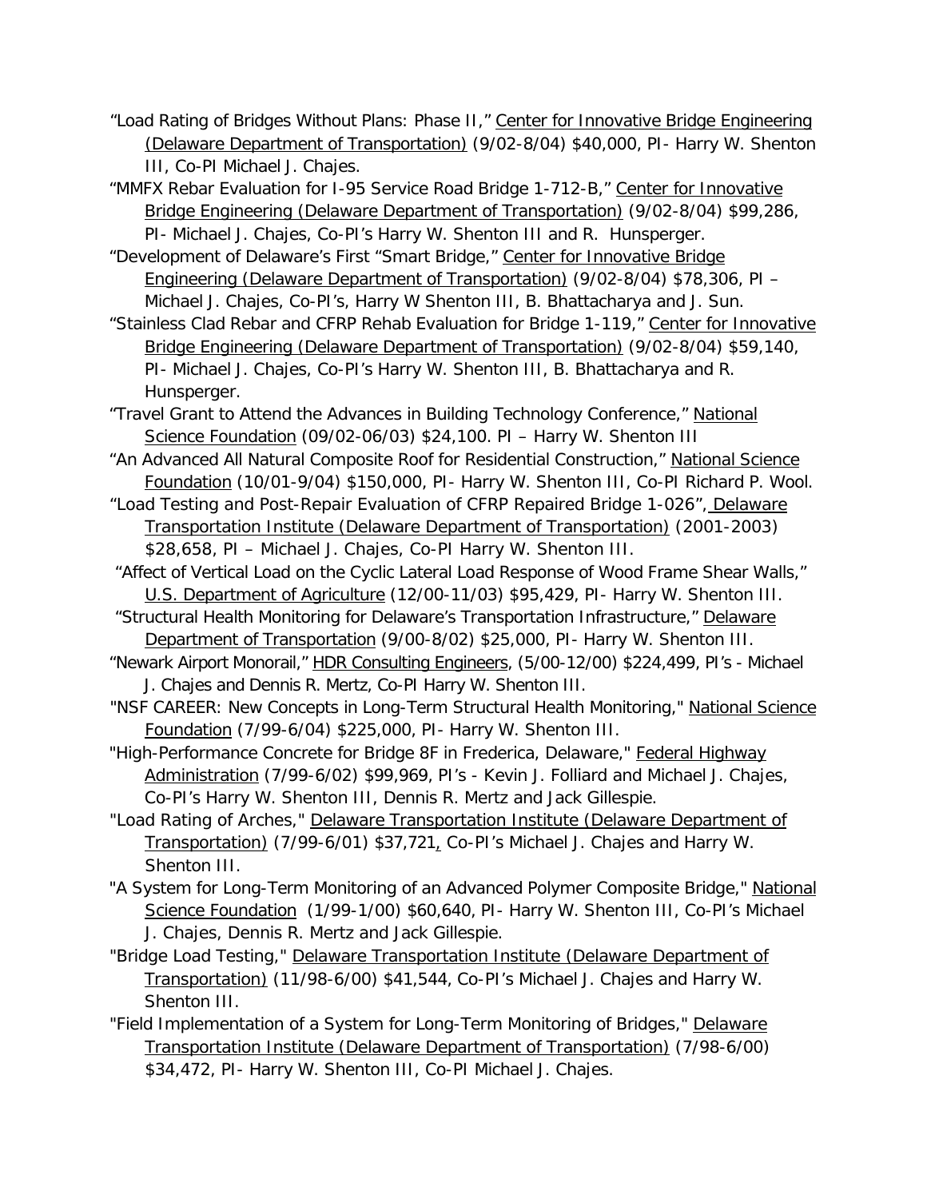"Load Rating of Bridges Without Plans: Phase II," Center for Innovative Bridge Engineering (Delaware Department of Transportation) (9/02-8/04) $40,000, PI- Harry W. Shenton III, Co-PI Michael J. Chajes.

"MMFX Rebar Evaluation for I-95 Service Road Bridge 1-712-B," Center for Innovative Bridge Engineering (Delaware Department of Transportation) (9/02-8/04) $99,286, PI- Michael J. Chajes, Co-PI's Harry W. Shenton III and R. Hunsperger.

"Development of Delaware's First "Smart Bridge," Center for Innovative Bridge Engineering (Delaware Department of Transportation) (9/02-8/04) $78,306, PI – Michael J. Chajes, Co-PI's, Harry W Shenton III, B. Bhattacharya and J. Sun.

"Stainless Clad Rebar and CFRP Rehab Evaluation for Bridge 1-119," Center for Innovative Bridge Engineering (Delaware Department of Transportation) (9/02-8/04) $59,140, PI- Michael J. Chajes, Co-PI's Harry W. Shenton III, B. Bhattacharya and R. Hunsperger.

"Travel Grant to Attend the Advances in Building Technology Conference," National Science Foundation (09/02-06/03) $24,100. PI – Harry W. Shenton III

"An Advanced All Natural Composite Roof for Residential Construction," National Science Foundation (10/01-9/04) $150,000, PI- Harry W. Shenton III, Co-PI Richard P. Wool.

"Load Testing and Post-Repair Evaluation of CFRP Repaired Bridge 1-026", Delaware Transportation Institute (Delaware Department of Transportation) (2001-2003) $28,658, PI – Michael J. Chajes, Co-PI Harry W. Shenton III.

"Affect of Vertical Load on the Cyclic Lateral Load Response of Wood Frame Shear Walls," U.S. Department of Agriculture (12/00-11/03) $95,429, PI- Harry W. Shenton III.

"Structural Health Monitoring for Delaware's Transportation Infrastructure," Delaware Department of Transportation (9/00-8/02) $25,000, PI- Harry W. Shenton III.

"Newark Airport Monorail," HDR Consulting Engineers, (5/00-12/00) $224,499, PI's - Michael J. Chajes and Dennis R. Mertz, Co-PI Harry W. Shenton III.

"NSF CAREER: New Concepts in Long-Term Structural Health Monitoring," National Science Foundation (7/99-6/04) $225,000, PI- Harry W. Shenton III.

"High-Performance Concrete for Bridge 8F in Frederica, Delaware," Federal Highway Administration (7/99-6/02) $99,969, PI's - Kevin J. Folliard and Michael J. Chajes, Co-PI's Harry W. Shenton III, Dennis R. Mertz and Jack Gillespie.

"Load Rating of Arches," Delaware Transportation Institute (Delaware Department of Transportation) (7/99-6/01) $37,721, Co-PI's Michael J. Chajes and Harry W. Shenton III.

"A System for Long-Term Monitoring of an Advanced Polymer Composite Bridge," National Science Foundation (1/99-1/00) $60,640, PI- Harry W. Shenton III, Co-PI's Michael J. Chajes, Dennis R. Mertz and Jack Gillespie.

"Bridge Load Testing," Delaware Transportation Institute (Delaware Department of Transportation) (11/98-6/00) $41,544, Co-PI's Michael J. Chajes and Harry W. Shenton III.

"Field Implementation of a System for Long-Term Monitoring of Bridges," Delaware Transportation Institute (Delaware Department of Transportation) (7/98-6/00) $34,472, PI- Harry W. Shenton III, Co-PI Michael J. Chajes.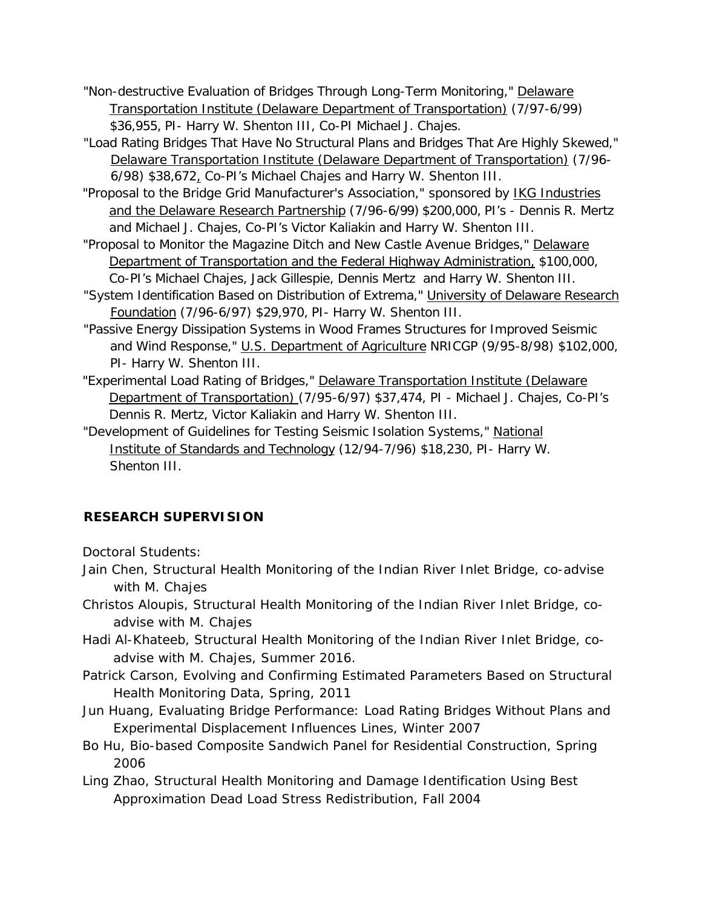"Non-destructive Evaluation of Bridges Through Long-Term Monitoring," Delaware Transportation Institute (Delaware Department of Transportation) (7/97-6/99) $36,955, PI- Harry W. Shenton III, Co-PI Michael J. Chajes.

"Load Rating Bridges That Have No Structural Plans and Bridges That Are Highly Skewed," Delaware Transportation Institute (Delaware Department of Transportation) (7/96-6/98) $38,672, Co-PI's Michael Chajes and Harry W. Shenton III.

"Proposal to the Bridge Grid Manufacturer's Association," sponsored by IKG Industries and the Delaware Research Partnership (7/96-6/99) $200,000, PI's - Dennis R. Mertz and Michael J. Chajes, Co-PI's Victor Kaliakin and Harry W. Shenton III.

"Proposal to Monitor the Magazine Ditch and New Castle Avenue Bridges," Delaware Department of Transportation and the Federal Highway Administration, $100,000, Co-PI's Michael Chajes, Jack Gillespie, Dennis Mertz and Harry W. Shenton III.

"System Identification Based on Distribution of Extrema," University of Delaware Research Foundation (7/96-6/97) $29,970, PI- Harry W. Shenton III.

"Passive Energy Dissipation Systems in Wood Frames Structures for Improved Seismic and Wind Response," U.S. Department of Agriculture NRICGP (9/95-8/98) $102,000, PI- Harry W. Shenton III.

"Experimental Load Rating of Bridges," Delaware Transportation Institute (Delaware Department of Transportation) (7/95-6/97) $37,474, PI - Michael J. Chajes, Co-PI's Dennis R. Mertz, Victor Kaliakin and Harry W. Shenton III.

"Development of Guidelines for Testing Seismic Isolation Systems," National Institute of Standards and Technology (12/94-7/96) $18,230, PI- Harry W. Shenton III.

## RESEARCH SUPERVISION

Doctoral Students:

Jain Chen, Structural Health Monitoring of the Indian River Inlet Bridge, co-advise with M. Chajes

Christos Aloupis, Structural Health Monitoring of the Indian River Inlet Bridge, co-advise with M. Chajes

Hadi Al-Khateeb, Structural Health Monitoring of the Indian River Inlet Bridge, co-advise with M. Chajes, Summer 2016.

Patrick Carson, Evolving and Confirming Estimated Parameters Based on Structural Health Monitoring Data, Spring, 2011

Jun Huang, Evaluating Bridge Performance: Load Rating Bridges Without Plans and Experimental Displacement Influences Lines, Winter 2007

Bo Hu, Bio-based Composite Sandwich Panel for Residential Construction, Spring 2006

Ling Zhao, Structural Health Monitoring and Damage Identification Using Best Approximation Dead Load Stress Redistribution, Fall 2004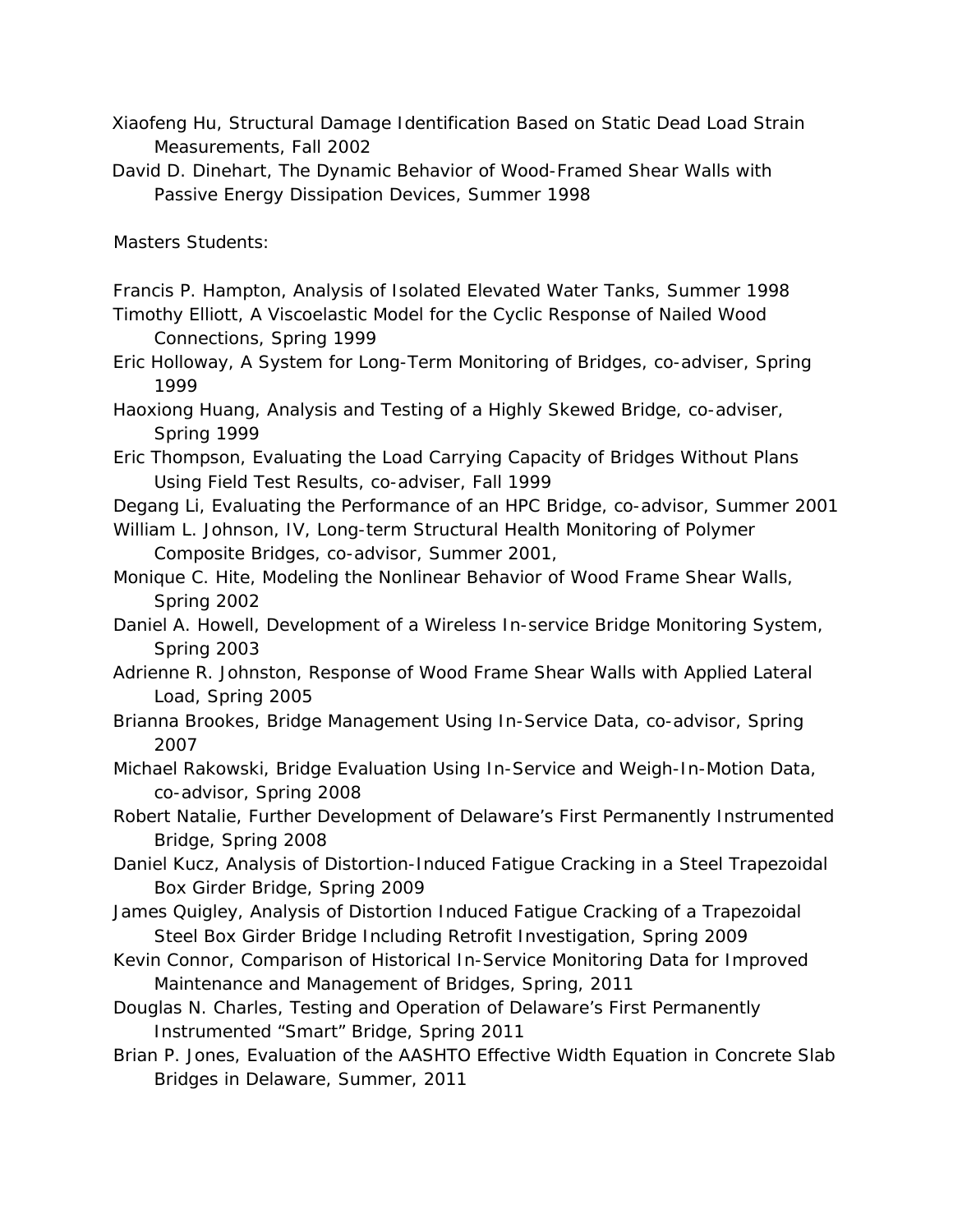Xiaofeng Hu, Structural Damage Identification Based on Static Dead Load Strain Measurements, Fall 2002

David D. Dinehart, The Dynamic Behavior of Wood-Framed Shear Walls with Passive Energy Dissipation Devices, Summer 1998

Masters Students:

Francis P. Hampton, Analysis of Isolated Elevated Water Tanks, Summer 1998

Timothy Elliott, A Viscoelastic Model for the Cyclic Response of Nailed Wood Connections, Spring 1999

Eric Holloway, A System for Long-Term Monitoring of Bridges, co-adviser, Spring 1999

Haoxiong Huang, Analysis and Testing of a Highly Skewed Bridge, co-adviser, Spring 1999

Eric Thompson, Evaluating the Load Carrying Capacity of Bridges Without Plans Using Field Test Results, co-adviser, Fall 1999

Degang Li, Evaluating the Performance of an HPC Bridge, co-advisor, Summer 2001

William L. Johnson, IV, Long-term Structural Health Monitoring of Polymer Composite Bridges, co-advisor, Summer 2001,

Monique C. Hite, Modeling the Nonlinear Behavior of Wood Frame Shear Walls, Spring 2002

Daniel A. Howell, Development of a Wireless In-service Bridge Monitoring System, Spring 2003

Adrienne R. Johnston, Response of Wood Frame Shear Walls with Applied Lateral Load, Spring 2005

Brianna Brookes, Bridge Management Using In-Service Data, co-advisor, Spring 2007

Michael Rakowski, Bridge Evaluation Using In-Service and Weigh-In-Motion Data, co-advisor, Spring 2008

Robert Natalie, Further Development of Delaware's First Permanently Instrumented Bridge, Spring 2008

Daniel Kucz, Analysis of Distortion-Induced Fatigue Cracking in a Steel Trapezoidal Box Girder Bridge, Spring 2009

James Quigley, Analysis of Distortion Induced Fatigue Cracking of a Trapezoidal Steel Box Girder Bridge Including Retrofit Investigation, Spring 2009

Kevin Connor, Comparison of Historical In-Service Monitoring Data for Improved Maintenance and Management of Bridges, Spring, 2011

Douglas N. Charles, Testing and Operation of Delaware's First Permanently Instrumented "Smart" Bridge, Spring 2011

Brian P. Jones, Evaluation of the AASHTO Effective Width Equation in Concrete Slab Bridges in Delaware, Summer, 2011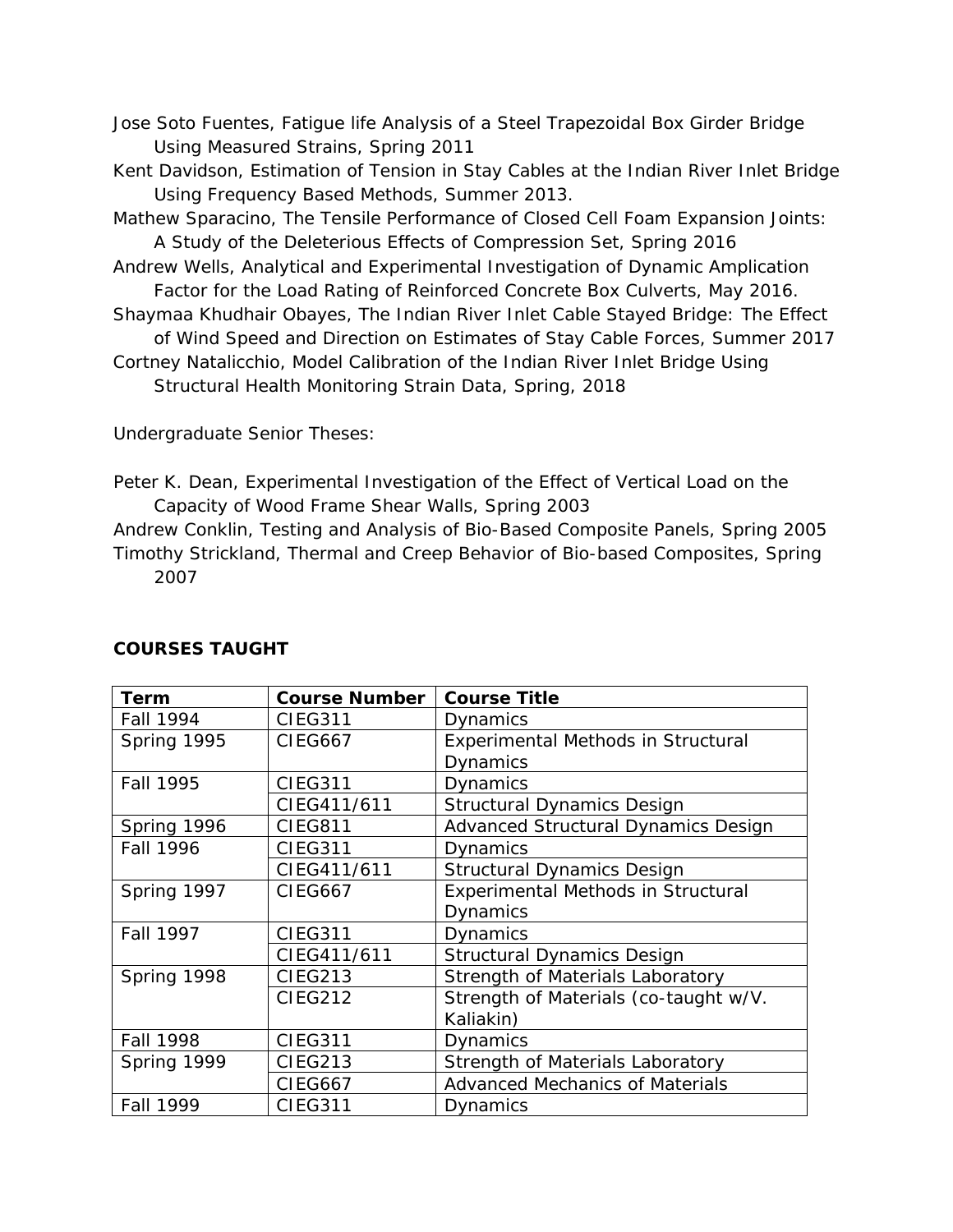Jose Soto Fuentes, Fatigue life Analysis of a Steel Trapezoidal Box Girder Bridge Using Measured Strains, Spring 2011

Kent Davidson, Estimation of Tension in Stay Cables at the Indian River Inlet Bridge Using Frequency Based Methods, Summer 2013.

Mathew Sparacino, The Tensile Performance of Closed Cell Foam Expansion Joints: A Study of the Deleterious Effects of Compression Set, Spring 2016

Andrew Wells, Analytical and Experimental Investigation of Dynamic Amplication Factor for the Load Rating of Reinforced Concrete Box Culverts, May 2016.

Shaymaa Khudhair Obayes, The Indian River Inlet Cable Stayed Bridge: The Effect of Wind Speed and Direction on Estimates of Stay Cable Forces, Summer 2017

Cortney Natalicchio, Model Calibration of the Indian River Inlet Bridge Using Structural Health Monitoring Strain Data, Spring, 2018

Undergraduate Senior Theses:

Peter K. Dean, Experimental Investigation of the Effect of Vertical Load on the Capacity of Wood Frame Shear Walls, Spring 2003

Andrew Conklin, Testing and Analysis of Bio-Based Composite Panels, Spring 2005

Timothy Strickland, Thermal and Creep Behavior of Bio-based Composites, Spring 2007

## COURSES TAUGHT

| Term | Course Number | Course Title |
|---|---|---|
| Fall 1994 | CIEG311 | Dynamics |
| Spring 1995 | CIEG667 | Experimental Methods in Structural Dynamics |
| Fall 1995 | CIEG311 | Dynamics |
| | CIEG411/611 | Structural Dynamics Design |
| Spring 1996 | CIEG811 | Advanced Structural Dynamics Design |
| Fall 1996 | CIEG311 | Dynamics |
| | CIEG411/611 | Structural Dynamics Design |
| Spring 1997 | CIEG667 | Experimental Methods in Structural Dynamics |
| Fall 1997 | CIEG311 | Dynamics |
| | CIEG411/611 | Structural Dynamics Design |
| Spring 1998 | CIEG213 | Strength of Materials Laboratory |
| | CIEG212 | Strength of Materials (co-taught w/V. Kaliakin) |
| Fall 1998 | CIEG311 | Dynamics |
| Spring 1999 | CIEG213 | Strength of Materials Laboratory |
| | CIEG667 | Advanced Mechanics of Materials |
| Fall 1999 | CIEG311 | Dynamics |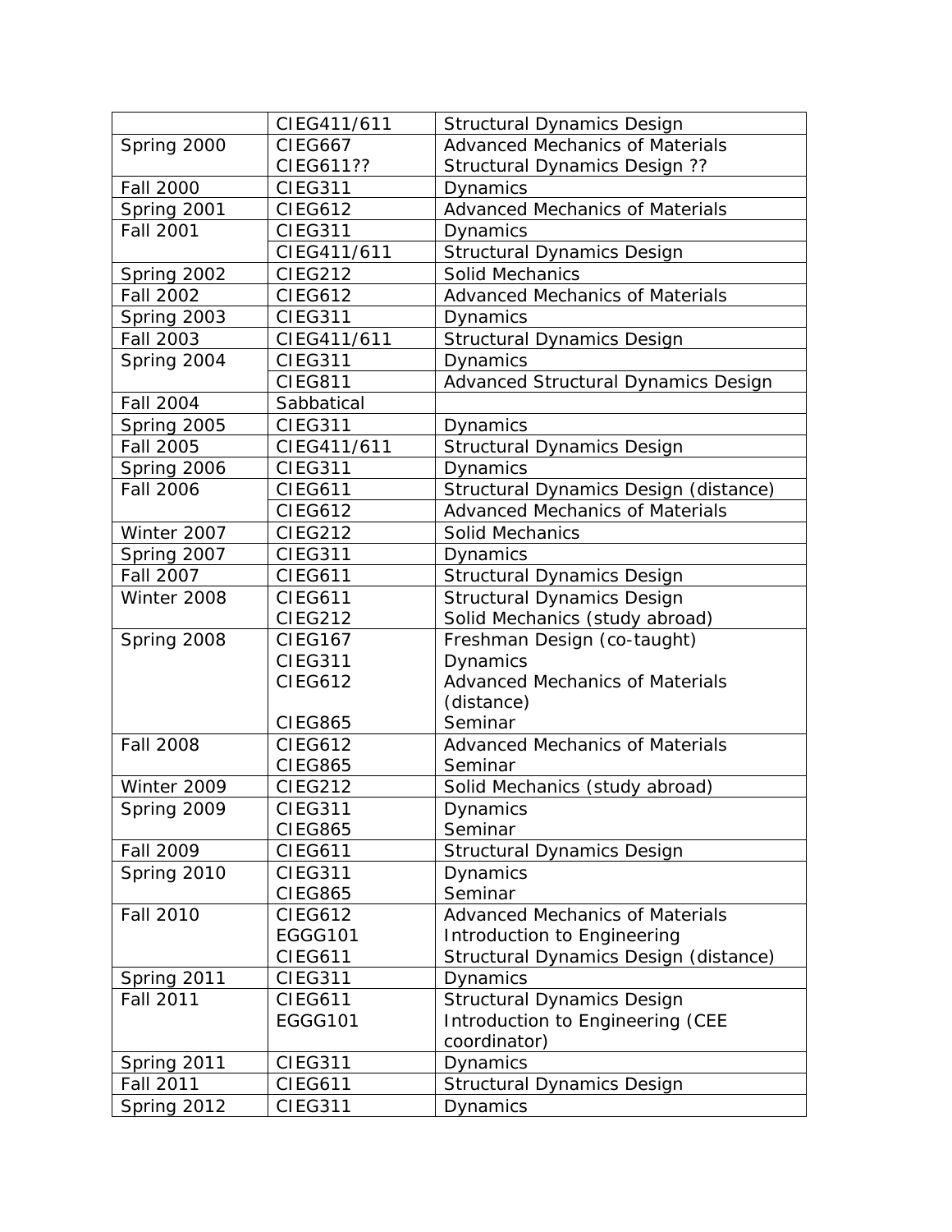| | | |
|---|---|---|
| | CIEG411/611 | Structural Dynamics Design |
| Spring 2000 | CIEG667<br>CIEG611?? | Advanced Mechanics of Materials<br>Structural Dynamics Design ?? |
| Fall 2000 | CIEG311 | Dynamics |
| Spring 2001 | CIEG612 | Advanced Mechanics of Materials |
| Fall 2001 | CIEG311 | Dynamics |
| | CIEG411/611 | Structural Dynamics Design |
| Spring 2002 | CIEG212 | Solid Mechanics |
| Fall 2002 | CIEG612 | Advanced Mechanics of Materials |
| Spring 2003 | CIEG311 | Dynamics |
| Fall 2003 | CIEG411/611 | Structural Dynamics Design |
| Spring 2004 | CIEG311 | Dynamics |
| | CIEG811 | Advanced Structural Dynamics Design |
| Fall 2004 | Sabbatical | |
| Spring 2005 | CIEG311 | Dynamics |
| Fall 2005 | CIEG411/611 | Structural Dynamics Design |
| Spring 2006 | CIEG311 | Dynamics |
| Fall 2006 | CIEG611 | Structural Dynamics Design (distance) |
| | CIEG612 | Advanced Mechanics of Materials |
| Winter 2007 | CIEG212 | Solid Mechanics |
| Spring 2007 | CIEG311 | Dynamics |
| Fall 2007 | CIEG611 | Structural Dynamics Design |
| Winter 2008 | CIEG611<br>CIEG212 | Structural Dynamics Design<br>Solid Mechanics (study abroad) |
| Spring 2008 | CIEG167<br>CIEG311<br>CIEG612<br><br>CIEG865 | Freshman Design (co-taught)<br>Dynamics<br>Advanced Mechanics of Materials (distance)<br>Seminar |
| Fall 2008 | CIEG612<br>CIEG865 | Advanced Mechanics of Materials<br>Seminar |
| Winter 2009 | CIEG212 | Solid Mechanics (study abroad) |
| Spring 2009 | CIEG311<br>CIEG865 | Dynamics<br>Seminar |
| Fall 2009 | CIEG611 | Structural Dynamics Design |
| Spring 2010 | CIEG311<br>CIEG865 | Dynamics<br>Seminar |
| Fall 2010 | CIEG612<br>EGGG101<br>CIEG611 | Advanced Mechanics of Materials<br>Introduction to Engineering<br>Structural Dynamics Design (distance) |
| Spring 2011 | CIEG311 | Dynamics |
| Fall 2011 | CIEG611<br>EGGG101 | Structural Dynamics Design<br>Introduction to Engineering (CEE coordinator) |
| Spring 2011 | CIEG311 | Dynamics |
| Fall 2011 | CIEG611 | Structural Dynamics Design |
| Spring 2012 | CIEG311 | Dynamics |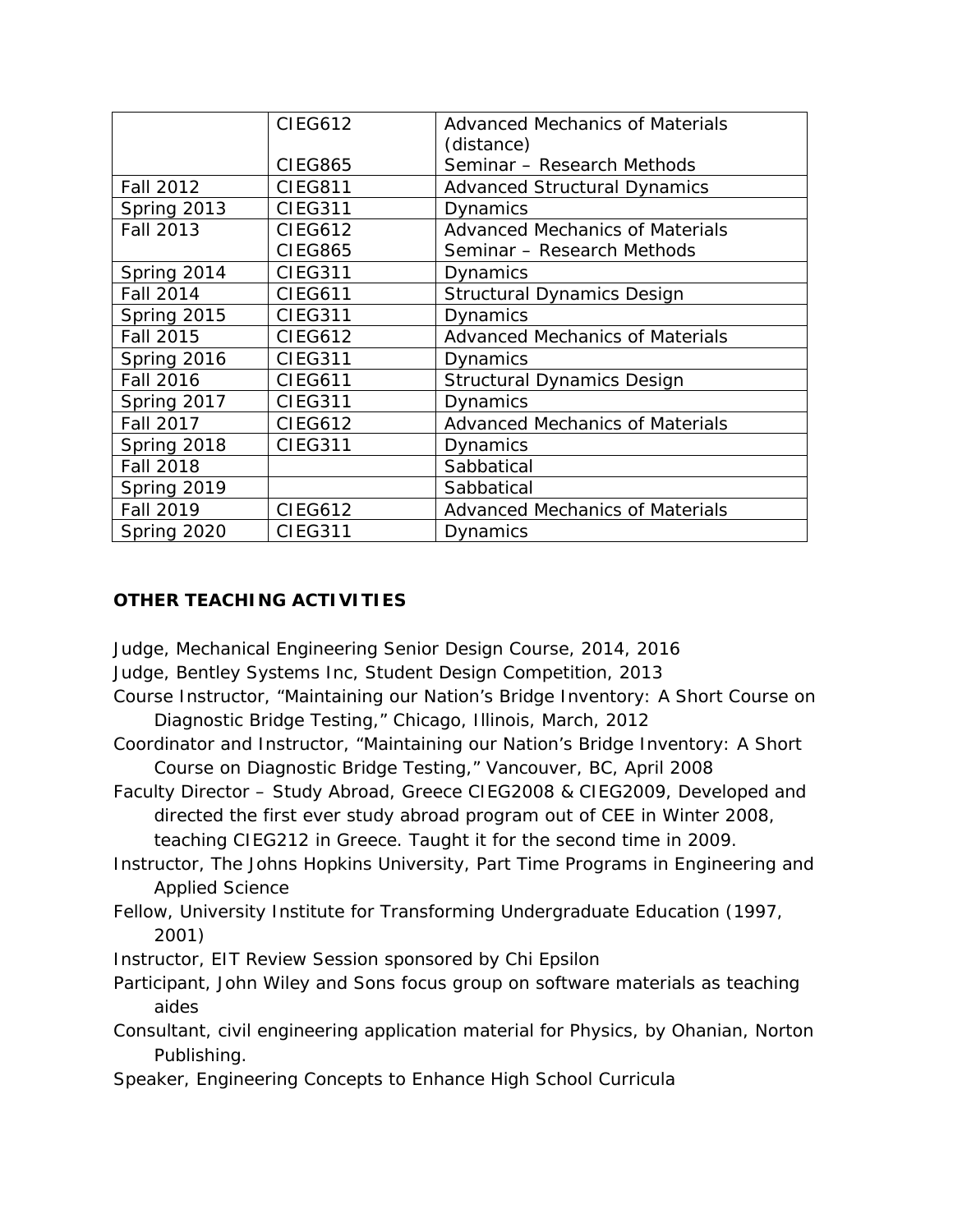| | | |
|---|---|---|
| | CIEG612<br><br>CIEG865 | Advanced Mechanics of Materials (distance)<br>Seminar – Research Methods |
| Fall 2012 | CIEG811 | Advanced Structural Dynamics |
| Spring 2013 | CIEG311 | Dynamics |
| Fall 2013 | CIEG612<br>CIEG865 | Advanced Mechanics of Materials<br>Seminar – Research Methods |
| Spring 2014 | CIEG311 | Dynamics |
| Fall 2014 | CIEG611 | Structural Dynamics Design |
| Spring 2015 | CIEG311 | Dynamics |
| Fall 2015 | CIEG612 | Advanced Mechanics of Materials |
| Spring 2016 | CIEG311 | Dynamics |
| Fall 2016 | CIEG611 | Structural Dynamics Design |
| Spring 2017 | CIEG311 | Dynamics |
| Fall 2017 | CIEG612 | Advanced Mechanics of Materials |
| Spring 2018 | CIEG311 | Dynamics |
| Fall 2018 | | Sabbatical |
| Spring 2019 | | Sabbatical |
| Fall 2019 | CIEG612 | Advanced Mechanics of Materials |
| Spring 2020 | CIEG311 | Dynamics |

**OTHER TEACHING ACTIVITIES**

Judge, Mechanical Engineering Senior Design Course, 2014, 2016

Judge, Bentley Systems Inc, Student Design Competition, 2013

Course Instructor, "Maintaining our Nation's Bridge Inventory: A Short Course on Diagnostic Bridge Testing," Chicago, Illinois, March, 2012

Coordinator and Instructor, "Maintaining our Nation's Bridge Inventory: A Short Course on Diagnostic Bridge Testing," Vancouver, BC, April 2008

Faculty Director – Study Abroad, Greece CIEG2008 & CIEG2009, Developed and directed the first ever study abroad program out of CEE in Winter 2008, teaching CIEG212 in Greece. Taught it for the second time in 2009.

Instructor, The Johns Hopkins University, Part Time Programs in Engineering and Applied Science

Fellow, University Institute for Transforming Undergraduate Education (1997, 2001)

Instructor, EIT Review Session sponsored by Chi Epsilon

Participant, John Wiley and Sons focus group on software materials as teaching aides

Consultant, civil engineering application material for Physics, by Ohanian, Norton Publishing.

Speaker, Engineering Concepts to Enhance High School Curricula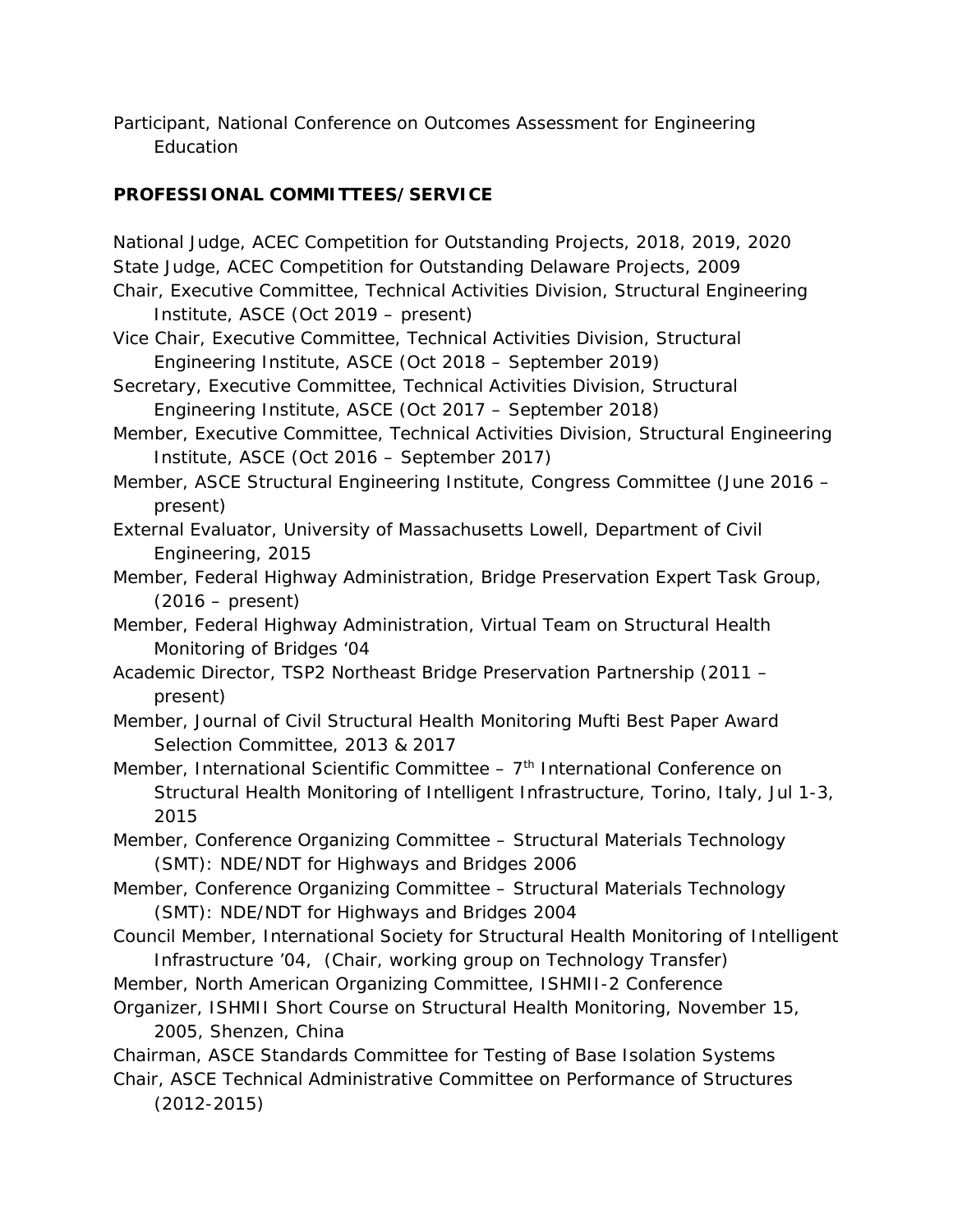Participant, National Conference on Outcomes Assessment for Engineering Education

**PROFESSIONAL COMMITTEES/SERVICE**

National Judge, ACEC Competition for Outstanding Projects, 2018, 2019, 2020

State Judge, ACEC Competition for Outstanding Delaware Projects, 2009

Chair, Executive Committee, Technical Activities Division, Structural Engineering Institute, ASCE (Oct 2019 – present)

Vice Chair, Executive Committee, Technical Activities Division, Structural Engineering Institute, ASCE (Oct 2018 – September 2019)

Secretary, Executive Committee, Technical Activities Division, Structural Engineering Institute, ASCE (Oct 2017 – September 2018)

Member, Executive Committee, Technical Activities Division, Structural Engineering Institute, ASCE (Oct 2016 – September 2017)

Member, ASCE Structural Engineering Institute, Congress Committee (June 2016 – present)

External Evaluator, University of Massachusetts Lowell, Department of Civil Engineering, 2015

Member, Federal Highway Administration, Bridge Preservation Expert Task Group, (2016 – present)

Member, Federal Highway Administration, Virtual Team on Structural Health Monitoring of Bridges '04

Academic Director, TSP2 Northeast Bridge Preservation Partnership (2011 – present)

Member, Journal of Civil Structural Health Monitoring Mufti Best Paper Award Selection Committee, 2013 & 2017

Member, International Scientific Committee – 7th International Conference on Structural Health Monitoring of Intelligent Infrastructure, Torino, Italy, Jul 1-3, 2015

Member, Conference Organizing Committee – Structural Materials Technology (SMT): NDE/NDT for Highways and Bridges 2006

Member, Conference Organizing Committee – Structural Materials Technology (SMT): NDE/NDT for Highways and Bridges 2004

Council Member, International Society for Structural Health Monitoring of Intelligent Infrastructure '04, (Chair, working group on Technology Transfer)

Member, North American Organizing Committee, ISHMII-2 Conference

Organizer, ISHMII Short Course on Structural Health Monitoring, November 15, 2005, Shenzen, China

Chairman, ASCE Standards Committee for Testing of Base Isolation Systems

Chair, ASCE Technical Administrative Committee on Performance of Structures (2012-2015)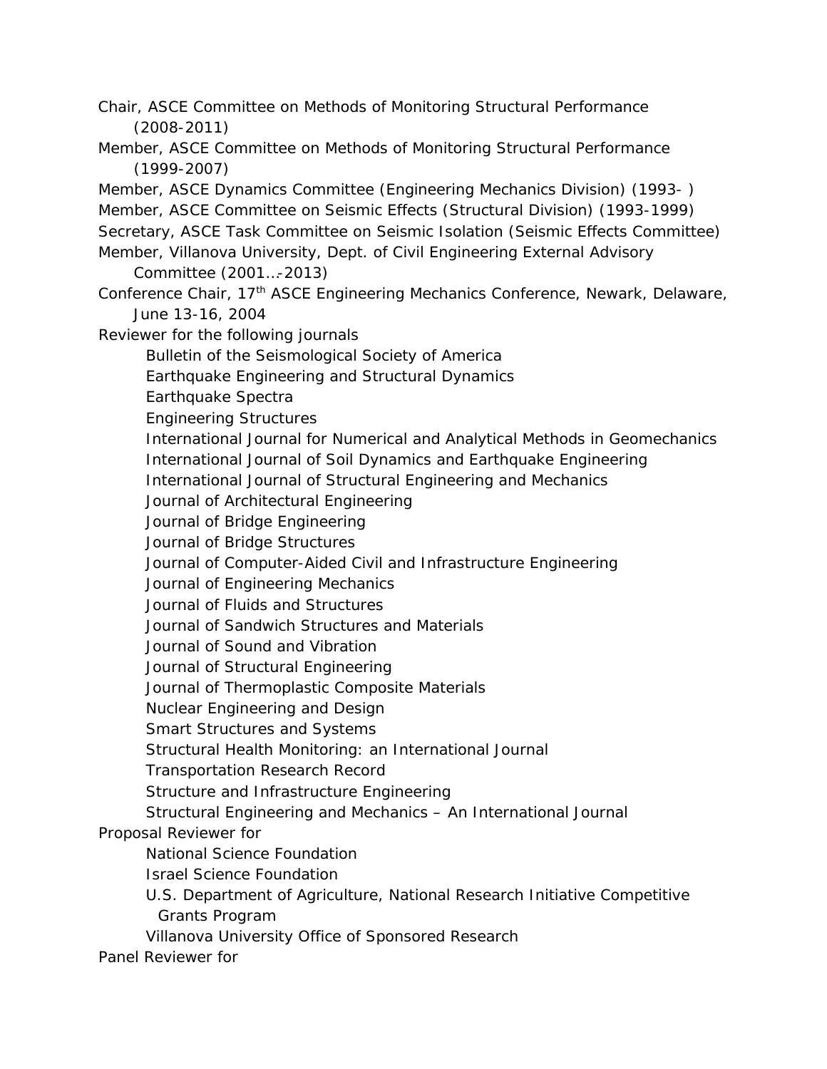Chair, ASCE Committee on Methods of Monitoring Structural Performance (2008-2011)

Member, ASCE Committee on Methods of Monitoring Structural Performance (1999-2007)

Member, ASCE Dynamics Committee (Engineering Mechanics Division) (1993- )

Member, ASCE Committee on Seismic Effects (Structural Division) (1993-1999)

Secretary, ASCE Task Committee on Seismic Isolation (Seismic Effects Committee)

Member, Villanova University, Dept. of Civil Engineering External Advisory Committee (2001…-2013)

Conference Chair, 17th ASCE Engineering Mechanics Conference, Newark, Delaware, June 13-16, 2004

Reviewer for the following journals

- Bulletin of the Seismological Society of America
- Earthquake Engineering and Structural Dynamics
- Earthquake Spectra
- Engineering Structures
- International Journal for Numerical and Analytical Methods in Geomechanics
- International Journal of Soil Dynamics and Earthquake Engineering
- International Journal of Structural Engineering and Mechanics
- Journal of Architectural Engineering
- Journal of Bridge Engineering
- Journal of Bridge Structures
- Journal of Computer-Aided Civil and Infrastructure Engineering
- Journal of Engineering Mechanics
- Journal of Fluids and Structures
- Journal of Sandwich Structures and Materials
- Journal of Sound and Vibration
- Journal of Structural Engineering
- Journal of Thermoplastic Composite Materials
- Nuclear Engineering and Design
- Smart Structures and Systems
- Structural Health Monitoring: an International Journal
- Transportation Research Record
- Structure and Infrastructure Engineering
- Structural Engineering and Mechanics – An International Journal

Proposal Reviewer for

- National Science Foundation
- Israel Science Foundation
- U.S. Department of Agriculture, National Research Initiative Competitive Grants Program
- Villanova University Office of Sponsored Research

Panel Reviewer for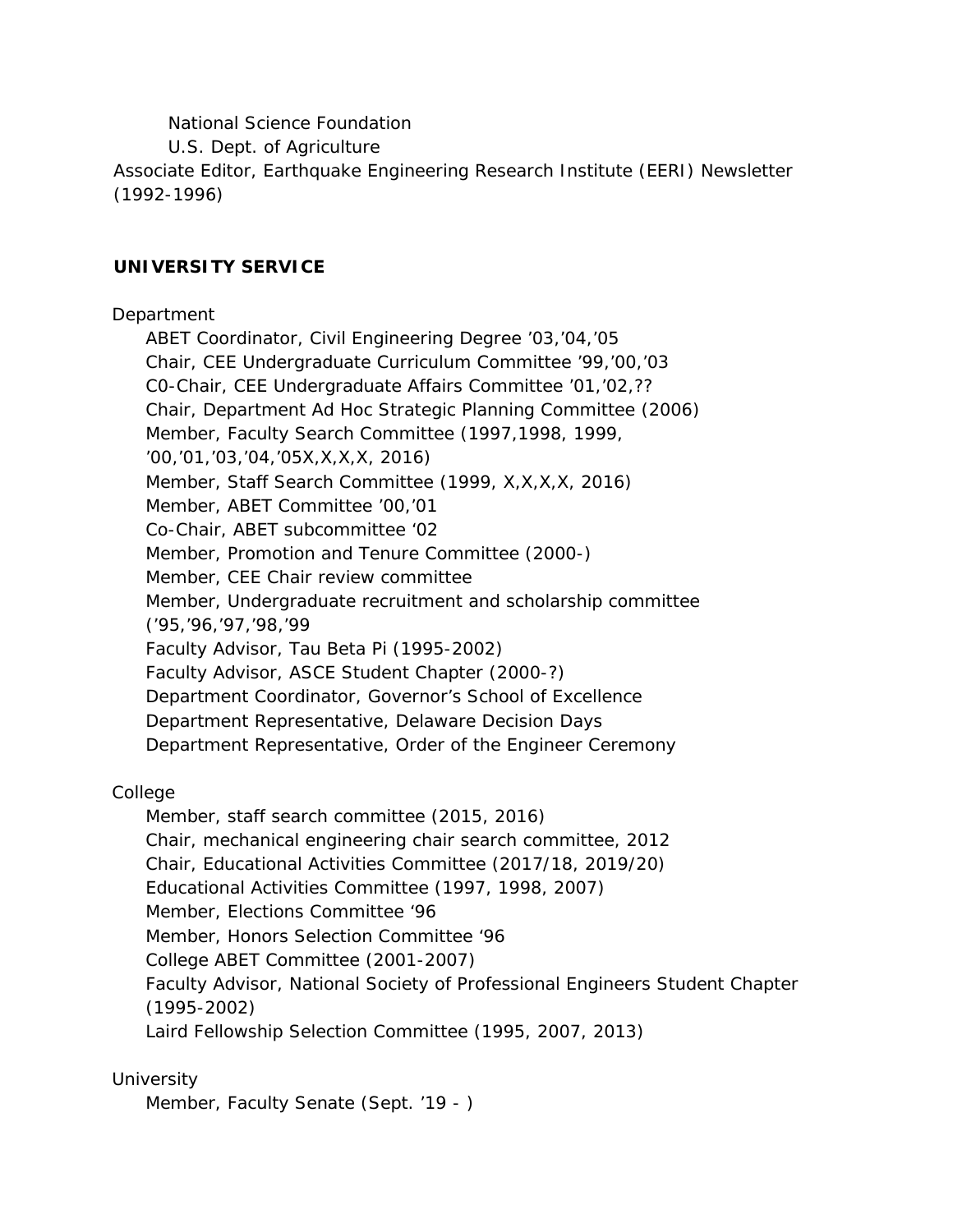National Science Foundation

U.S. Dept. of Agriculture

Associate Editor, Earthquake Engineering Research Institute (EERI) Newsletter (1992-1996)

## UNIVERSITY SERVICE

Department

- ABET Coordinator, Civil Engineering Degree ’03,’04,’05
- Chair, CEE Undergraduate Curriculum Committee ’99,’00,’03
- C0-Chair, CEE Undergraduate Affairs Committee ’01,’02,??
- Chair, Department Ad Hoc Strategic Planning Committee (2006)
- Member, Faculty Search Committee (1997,1998, 1999, ’00,’01,’03,’04,’05X,X,X,X, 2016)
- Member, Staff Search Committee (1999, X,X,X,X, 2016)
- Member, ABET Committee ’00,’01
- Co-Chair, ABET subcommittee ‘02
- Member, Promotion and Tenure Committee (2000-)
- Member, CEE Chair review committee
- Member, Undergraduate recruitment and scholarship committee (’95,’96,’97,’98,’99
- Faculty Advisor, Tau Beta Pi (1995-2002)
- Faculty Advisor, ASCE Student Chapter (2000-?)
- Department Coordinator, Governor’s School of Excellence
- Department Representative, Delaware Decision Days
- Department Representative, Order of the Engineer Ceremony

College

- Member, staff search committee (2015, 2016)
- Chair, mechanical engineering chair search committee, 2012
- Chair, Educational Activities Committee (2017/18, 2019/20)
- Educational Activities Committee (1997, 1998, 2007)
- Member, Elections Committee ‘96
- Member, Honors Selection Committee ‘96
- College ABET Committee (2001-2007)
- Faculty Advisor, National Society of Professional Engineers Student Chapter (1995-2002)
- Laird Fellowship Selection Committee (1995, 2007, 2013)

University

- Member, Faculty Senate (Sept. ’19 - )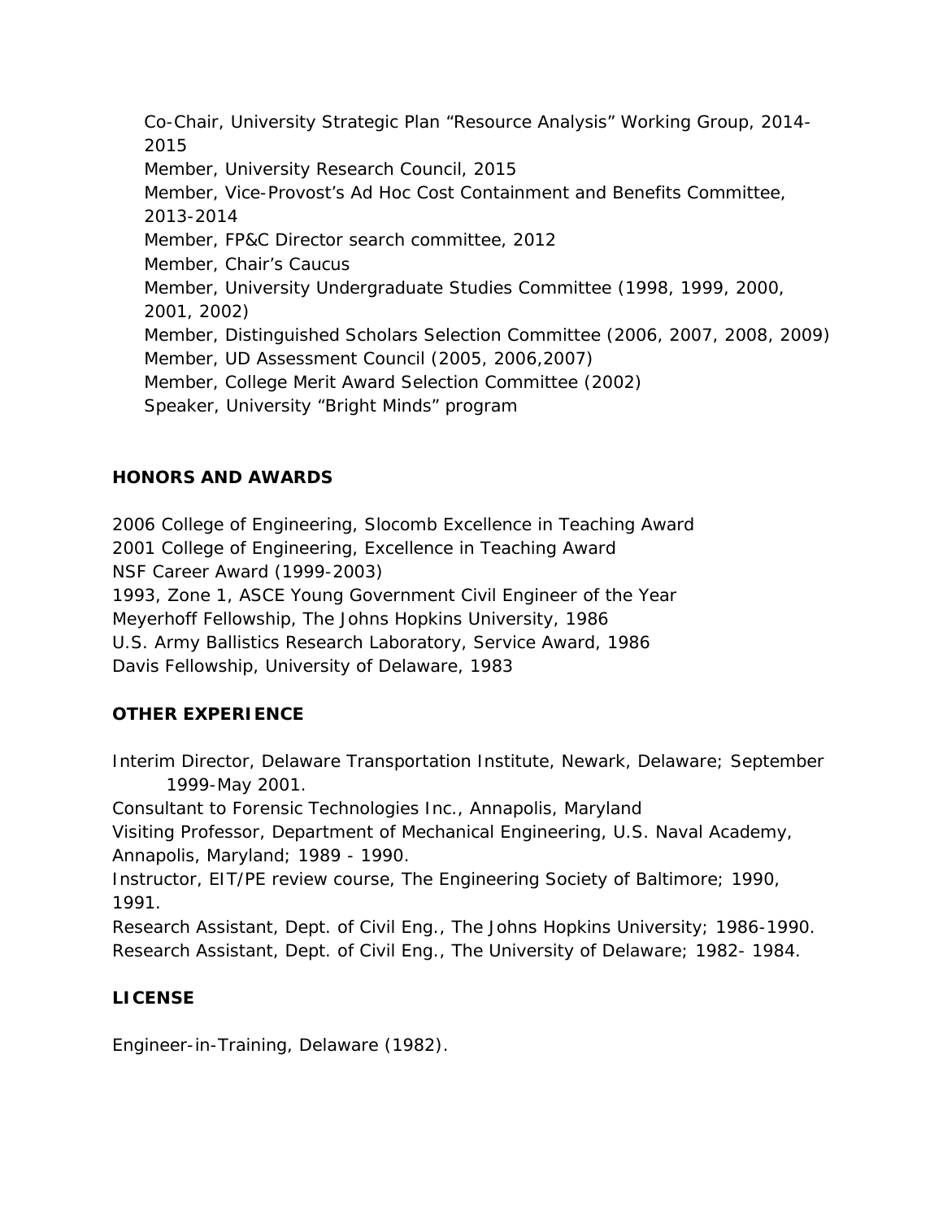Co-Chair, University Strategic Plan "Resource Analysis" Working Group, 2014-2015
Member, University Research Council, 2015
Member, Vice-Provost's Ad Hoc Cost Containment and Benefits Committee, 2013-2014
Member, FP&C Director search committee, 2012
Member, Chair's Caucus
Member, University Undergraduate Studies Committee (1998, 1999, 2000, 2001, 2002)
Member, Distinguished Scholars Selection Committee (2006, 2007, 2008, 2009)
Member, UD Assessment Council (2005, 2006,2007)
Member, College Merit Award Selection Committee (2002)
Speaker, University "Bright Minds" program

## HONORS AND AWARDS

2006 College of Engineering, Slocomb Excellence in Teaching Award
2001 College of Engineering, Excellence in Teaching Award
NSF Career Award (1999-2003)
1993, Zone 1, ASCE Young Government Civil Engineer of the Year
Meyerhoff Fellowship, The Johns Hopkins University, 1986
U.S. Army Ballistics Research Laboratory, Service Award, 1986
Davis Fellowship, University of Delaware, 1983

## OTHER EXPERIENCE

Interim Director, Delaware Transportation Institute, Newark, Delaware; September 1999-May 2001.
Consultant to Forensic Technologies Inc., Annapolis, Maryland
Visiting Professor, Department of Mechanical Engineering, U.S. Naval Academy, Annapolis, Maryland; 1989 - 1990.
Instructor, EIT/PE review course, The Engineering Society of Baltimore; 1990, 1991.
Research Assistant, Dept. of Civil Eng., The Johns Hopkins University; 1986-1990.
Research Assistant, Dept. of Civil Eng., The University of Delaware; 1982- 1984.

## LICENSE

Engineer-in-Training, Delaware (1982).